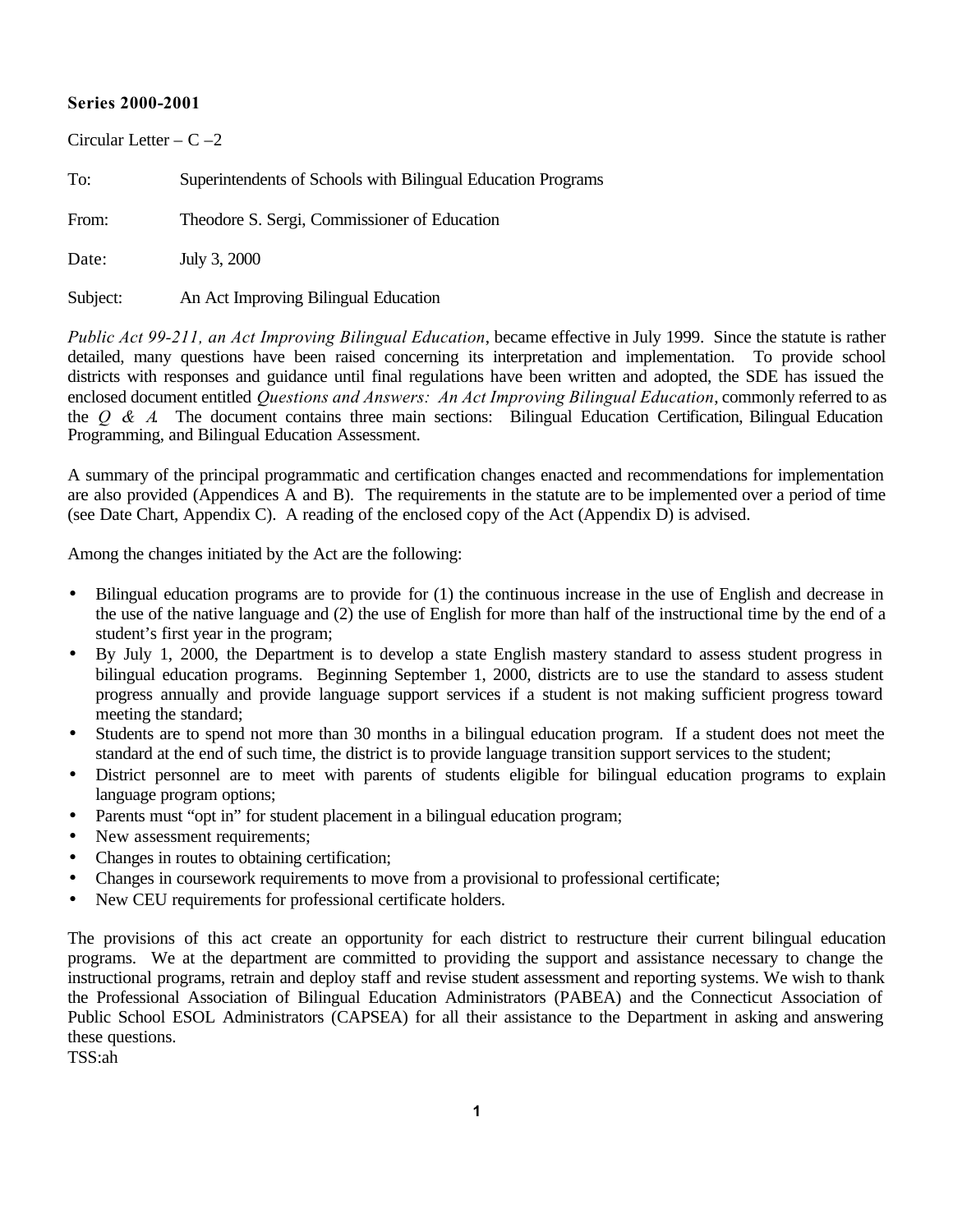**Series 2000-2001**

Circular Letter – C –2

To: Superintendents of Schools with Bilingual Education Programs

From: Theodore S. Sergi, Commissioner of Education

Date: July 3, 2000

Subject: An Act Improving Bilingual Education

*Public Act 99-211, an Act Improving Bilingual Education*, became effective in July 1999. Since the statute is rather detailed, many questions have been raised concerning its interpretation and implementation. To provide school districts with responses and guidance until final regulations have been written and adopted, the SDE has issued the enclosed document entitled *Questions and Answers: An Act Improving Bilingual Education*, commonly referred to as the *Q & A*. The document contains three main sections: Bilingual Education Certification, Bilingual Education Programming, and Bilingual Education Assessment.

A summary of the principal programmatic and certification changes enacted and recommendations for implementation are also provided (Appendices A and B). The requirements in the statute are to be implemented over a period of time (see Date Chart, Appendix C). A reading of the enclosed copy of the Act (Appendix D) is advised.

Among the changes initiated by the Act are the following:

- Bilingual education programs are to provide for (1) the continuous increase in the use of English and decrease in the use of the native language and (2) the use of English for more than half of the instructional time by the end of a student's first year in the program;
- By July 1, 2000, the Department is to develop a state English mastery standard to assess student progress in bilingual education programs. Beginning September 1, 2000, districts are to use the standard to assess student progress annually and provide language support services if a student is not making sufficient progress toward meeting the standard;
- Students are to spend not more than 30 months in a bilingual education program. If a student does not meet the standard at the end of such time, the district is to provide language transition support services to the student;
- District personnel are to meet with parents of students eligible for bilingual education programs to explain language program options;
- Parents must "opt in" for student placement in a bilingual education program;
- New assessment requirements;
- Changes in routes to obtaining certification;
- Changes in coursework requirements to move from a provisional to professional certificate;
- New CEU requirements for professional certificate holders.

The provisions of this act create an opportunity for each district to restructure their current bilingual education programs. We at the department are committed to providing the support and assistance necessary to change the instructional programs, retrain and deploy staff and revise student assessment and reporting systems. We wish to thank the Professional Association of Bilingual Education Administrators (PABEA) and the Connecticut Association of Public School ESOL Administrators (CAPSEA) for all their assistance to the Department in asking and answering these questions.

TSS:ah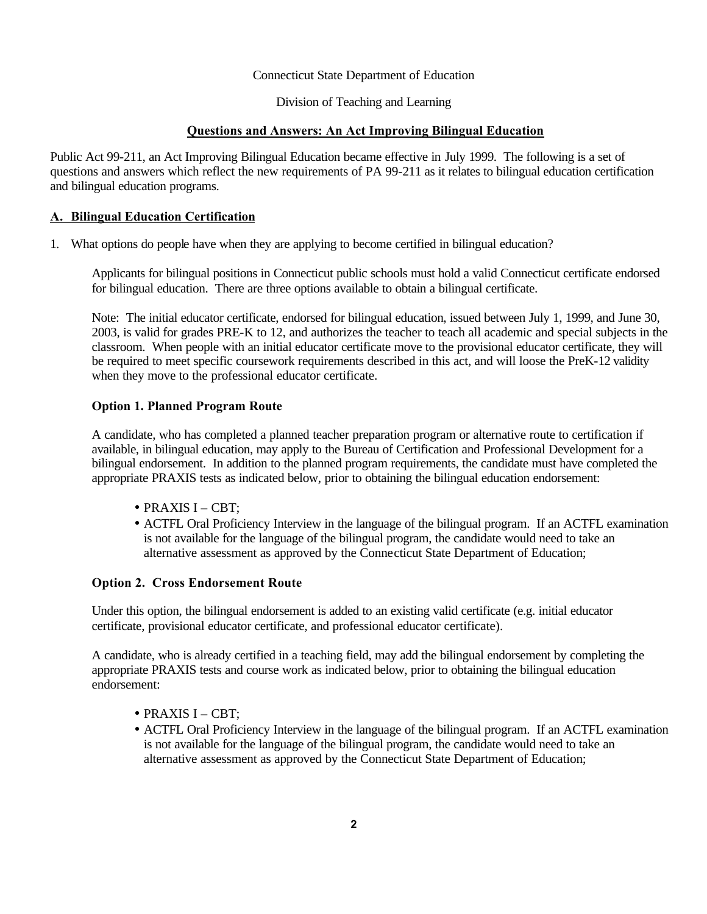Connecticut State Department of Education

Division of Teaching and Learning

**Questions and Answers: An Act Improving Bilingual Education**

Public Act 99-211, an Act Improving Bilingual Education became effective in July 1999. The following is a set of questions and answers which reflect the new requirements of PA 99-211 as it relates to bilingual education certification and bilingual education programs.

## A. Bilingual Education Certification

1. What options do people have when they are applying to become certified in bilingual education?

   Applicants for bilingual positions in Connecticut public schools must hold a valid Connecticut certificate endorsed for bilingual education. There are three options available to obtain a bilingual certificate.

   Note: The initial educator certificate, endorsed for bilingual education, issued between July 1, 1999, and June 30, 2003, is valid for grades PRE-K to 12, and authorizes the teacher to teach all academic and special subjects in the classroom. When people with an initial educator certificate move to the provisional educator certificate, they will be required to meet specific coursework requirements described in this act, and will loose the PreK-12 validity when they move to the professional educator certificate.

   **Option 1. Planned Program Route**

   A candidate, who has completed a planned teacher preparation program or alternative route to certification if available, in bilingual education, may apply to the Bureau of Certification and Professional Development for a bilingual endorsement. In addition to the planned program requirements, the candidate must have completed the appropriate PRAXIS tests as indicated below, prior to obtaining the bilingual education endorsement:

   - PRAXIS I – CBT;
   - ACTFL Oral Proficiency Interview in the language of the bilingual program. If an ACTFL examination is not available for the language of the bilingual program, the candidate would need to take an alternative assessment as approved by the Connecticut State Department of Education;

   **Option 2. Cross Endorsement Route**

   Under this option, the bilingual endorsement is added to an existing valid certificate (e.g. initial educator certificate, provisional educator certificate, and professional educator certificate).

   A candidate, who is already certified in a teaching field, may add the bilingual endorsement by completing the appropriate PRAXIS tests and course work as indicated below, prior to obtaining the bilingual education endorsement:

   - PRAXIS I – CBT;
   - ACTFL Oral Proficiency Interview in the language of the bilingual program. If an ACTFL examination is not available for the language of the bilingual program, the candidate would need to take an alternative assessment as approved by the Connecticut State Department of Education;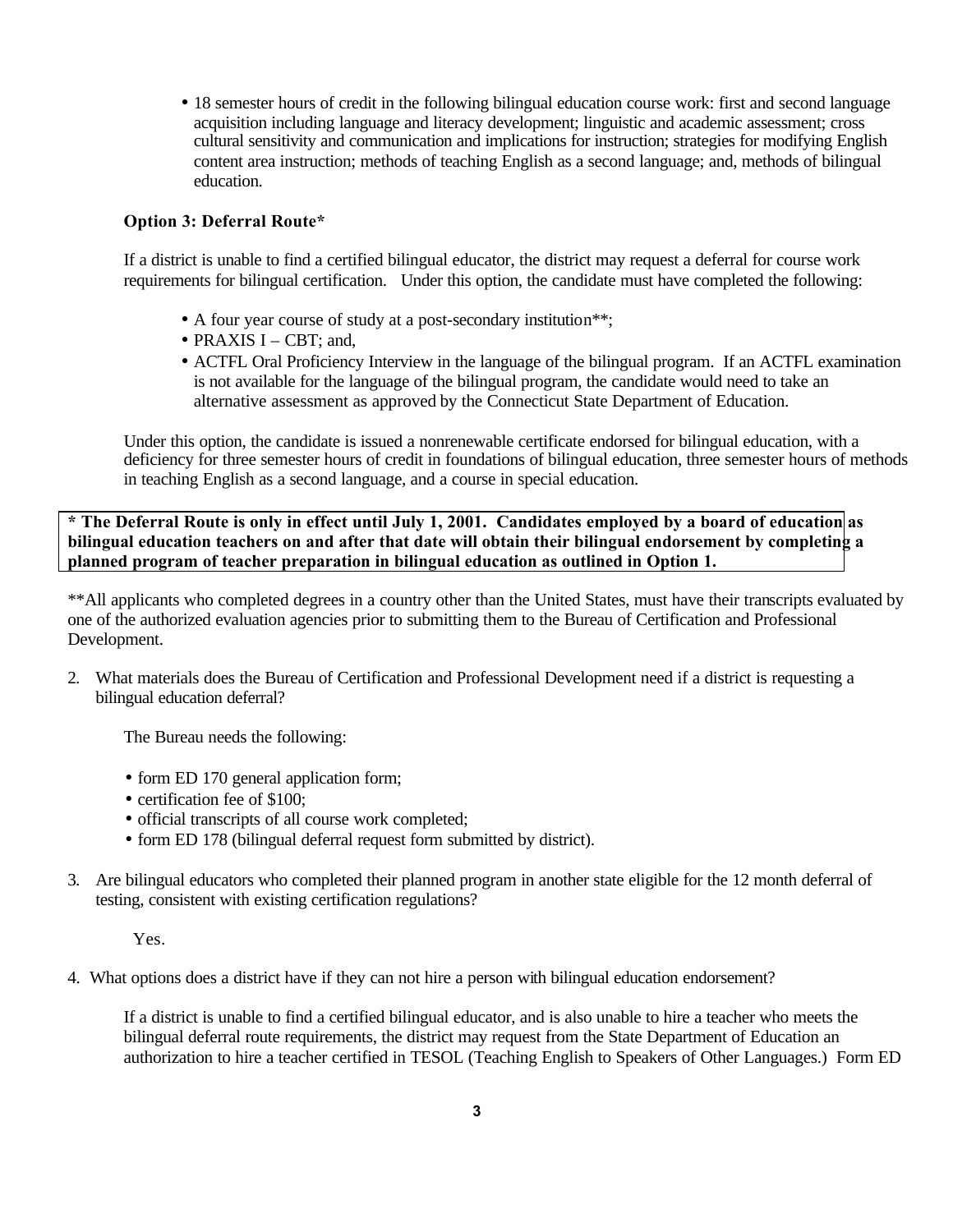- 18 semester hours of credit in the following bilingual education course work: first and second language acquisition including language and literacy development; linguistic and academic assessment; cross cultural sensitivity and communication and implications for instruction; strategies for modifying English content area instruction; methods of teaching English as a second language; and, methods of bilingual education.

**Option 3: Deferral Route***

If a district is unable to find a certified bilingual educator, the district may request a deferral for course work requirements for bilingual certification. Under this option, the candidate must have completed the following:

- A four year course of study at a post-secondary institution**;
- PRAXIS I – CBT; and,
- ACTFL Oral Proficiency Interview in the language of the bilingual program. If an ACTFL examination is not available for the language of the bilingual program, the candidate would need to take an alternative assessment as approved by the Connecticut State Department of Education.

Under this option, the candidate is issued a nonrenewable certificate endorsed for bilingual education, with a deficiency for three semester hours of credit in foundations of bilingual education, three semester hours of methods in teaching English as a second language, and a course in special education.

**\* The Deferral Route is only in effect until July 1, 2001. Candidates employed by a board of education as bilingual education teachers on and after that date will obtain their bilingual endorsement by completing a planned program of teacher preparation in bilingual education as outlined in Option 1.**

**All applicants who completed degrees in a country other than the United States, must have their transcripts evaluated by one of the authorized evaluation agencies prior to submitting them to the Bureau of Certification and Professional Development.

2. What materials does the Bureau of Certification and Professional Development need if a district is requesting a bilingual education deferral?

   The Bureau needs the following:

   - form ED 170 general application form;
   - certification fee of $100;
   - official transcripts of all course work completed;
   - form ED 178 (bilingual deferral request form submitted by district).

3. Are bilingual educators who completed their planned program in another state eligible for the 12 month deferral of testing, consistent with existing certification regulations?

   Yes.

4. What options does a district have if they can not hire a person with bilingual education endorsement?

   If a district is unable to find a certified bilingual educator, and is also unable to hire a teacher who meets the bilingual deferral route requirements, the district may request from the State Department of Education an authorization to hire a teacher certified in TESOL (Teaching English to Speakers of Other Languages.) Form ED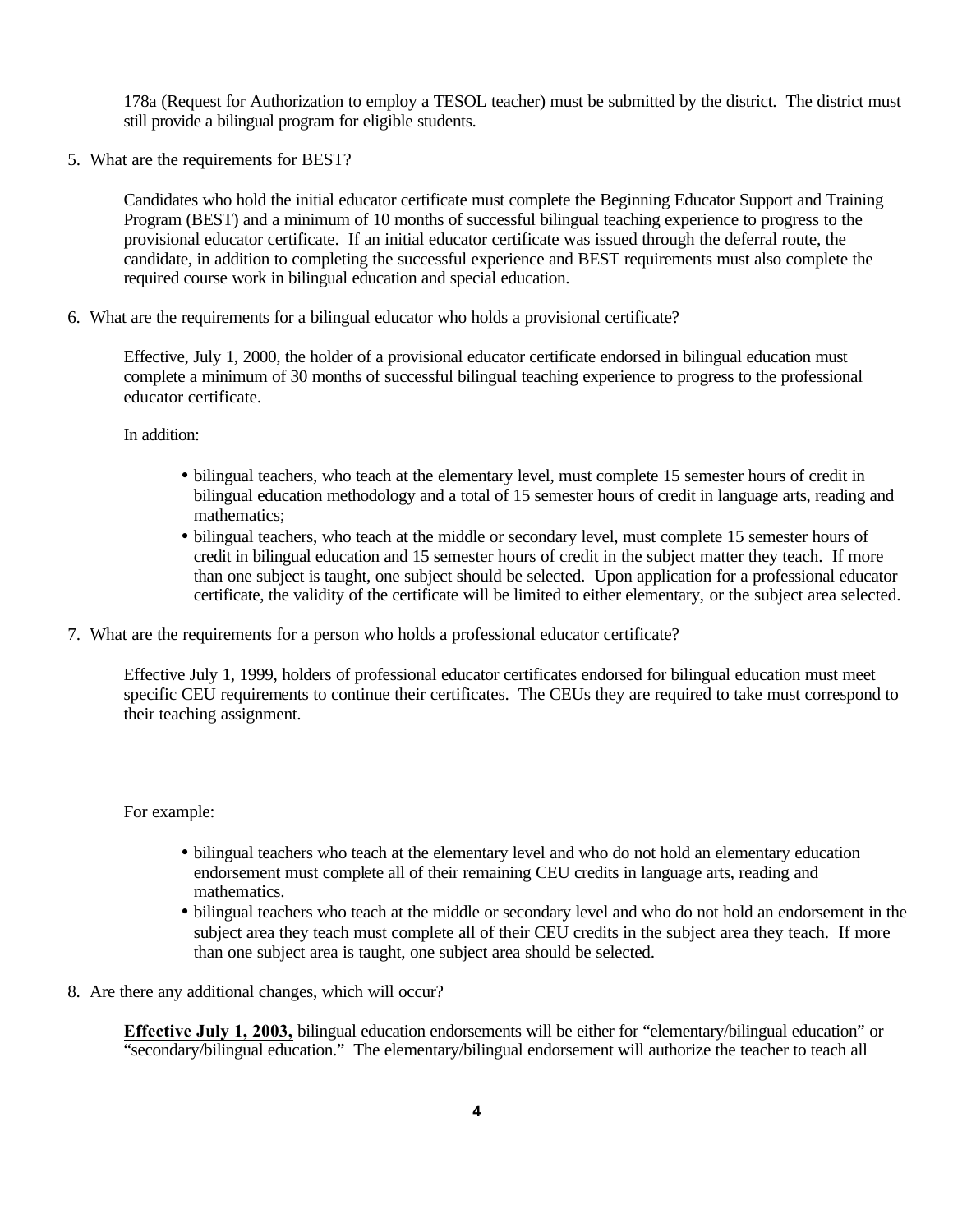178a (Request for Authorization to employ a TESOL teacher) must be submitted by the district. The district must still provide a bilingual program for eligible students.

5. What are the requirements for BEST?

   Candidates who hold the initial educator certificate must complete the Beginning Educator Support and Training Program (BEST) and a minimum of 10 months of successful bilingual teaching experience to progress to the provisional educator certificate. If an initial educator certificate was issued through the deferral route, the candidate, in addition to completing the successful experience and BEST requirements must also complete the required course work in bilingual education and special education.

6. What are the requirements for a bilingual educator who holds a provisional certificate?

   Effective, July 1, 2000, the holder of a provisional educator certificate endorsed in bilingual education must complete a minimum of 30 months of successful bilingual teaching experience to progress to the professional educator certificate.

   <u>In addition</u>:

   - bilingual teachers, who teach at the elementary level, must complete 15 semester hours of credit in bilingual education methodology and a total of 15 semester hours of credit in language arts, reading and mathematics;
   - bilingual teachers, who teach at the middle or secondary level, must complete 15 semester hours of credit in bilingual education and 15 semester hours of credit in the subject matter they teach. If more than one subject is taught, one subject should be selected. Upon application for a professional educator certificate, the validity of the certificate will be limited to either elementary, or the subject area selected.

7. What are the requirements for a person who holds a professional educator certificate?

   Effective July 1, 1999, holders of professional educator certificates endorsed for bilingual education must meet specific CEU requirements to continue their certificates. The CEUs they are required to take must correspond to their teaching assignment.

   For example:

   - bilingual teachers who teach at the elementary level and who do not hold an elementary education endorsement must complete all of their remaining CEU credits in language arts, reading and mathematics.
   - bilingual teachers who teach at the middle or secondary level and who do not hold an endorsement in the subject area they teach must complete all of their CEU credits in the subject area they teach. If more than one subject area is taught, one subject area should be selected.

8. Are there any additional changes, which will occur?

   **<u>Effective July 1, 2003,</u>** bilingual education endorsements will be either for "elementary/bilingual education" or "secondary/bilingual education." The elementary/bilingual endorsement will authorize the teacher to teach all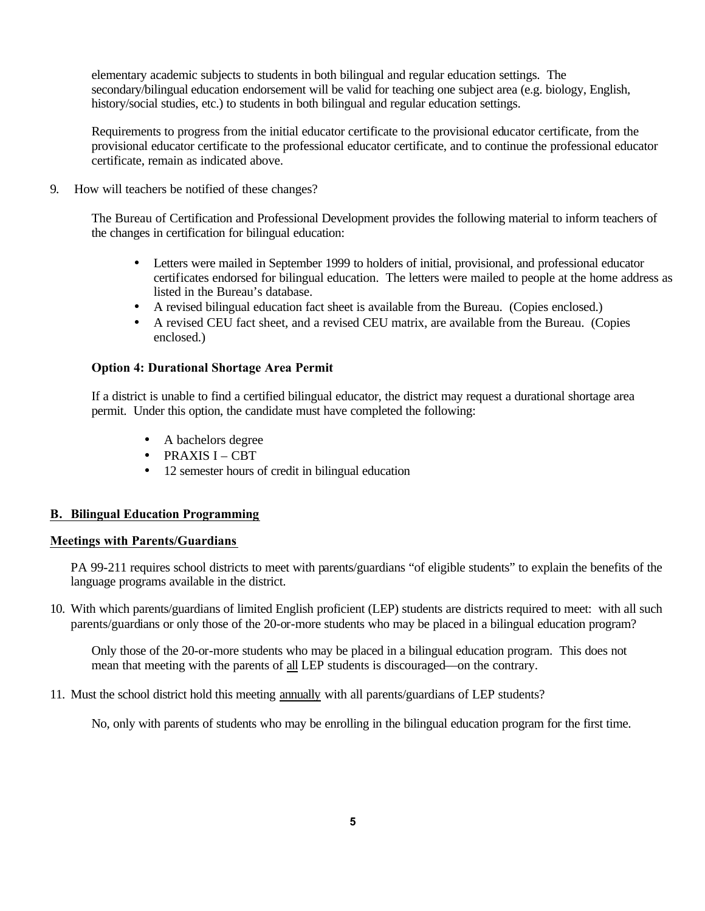elementary academic subjects to students in both bilingual and regular education settings. The secondary/bilingual education endorsement will be valid for teaching one subject area (e.g. biology, English, history/social studies, etc.) to students in both bilingual and regular education settings.

Requirements to progress from the initial educator certificate to the provisional educator certificate, from the provisional educator certificate to the professional educator certificate, and to continue the professional educator certificate, remain as indicated above.

9. How will teachers be notified of these changes?

The Bureau of Certification and Professional Development provides the following material to inform teachers of the changes in certification for bilingual education:

- Letters were mailed in September 1999 to holders of initial, provisional, and professional educator certificates endorsed for bilingual education. The letters were mailed to people at the home address as listed in the Bureau's database.
- A revised bilingual education fact sheet is available from the Bureau. (Copies enclosed.)
- A revised CEU fact sheet, and a revised CEU matrix, are available from the Bureau. (Copies enclosed.)

**Option 4: Durational Shortage Area Permit**

If a district is unable to find a certified bilingual educator, the district may request a durational shortage area permit. Under this option, the candidate must have completed the following:

- A bachelors degree
- PRAXIS I – CBT
- 12 semester hours of credit in bilingual education

## B. Bilingual Education Programming

### Meetings with Parents/Guardians

PA 99-211 requires school districts to meet with parents/guardians "of eligible students" to explain the benefits of the language programs available in the district.

10. With which parents/guardians of limited English proficient (LEP) students are districts required to meet: with all such parents/guardians or only those of the 20-or-more students who may be placed in a bilingual education program?

Only those of the 20-or-more students who may be placed in a bilingual education program. This does not mean that meeting with the parents of <u>all</u> LEP students is discouraged—on the contrary.

11. Must the school district hold this meeting <u>annually</u> with all parents/guardians of LEP students?

No, only with parents of students who may be enrolling in the bilingual education program for the first time.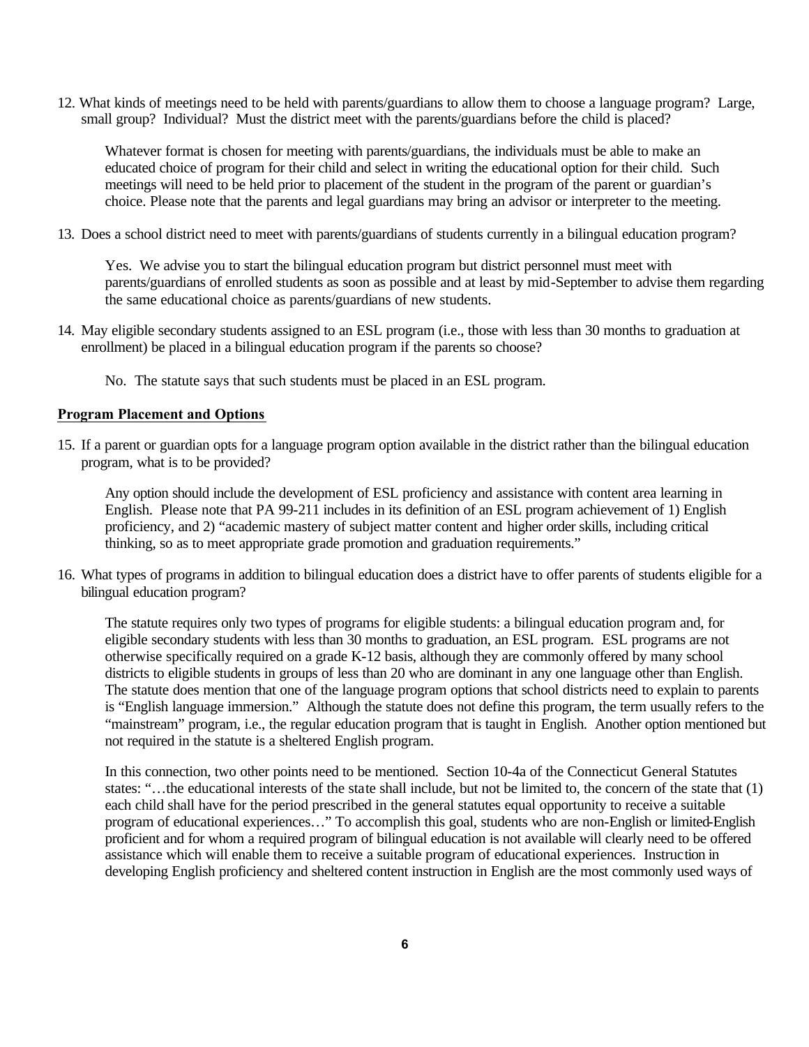12. What kinds of meetings need to be held with parents/guardians to allow them to choose a language program? Large, small group? Individual? Must the district meet with the parents/guardians before the child is placed?

    Whatever format is chosen for meeting with parents/guardians, the individuals must be able to make an educated choice of program for their child and select in writing the educational option for their child. Such meetings will need to be held prior to placement of the student in the program of the parent or guardian's choice. Please note that the parents and legal guardians may bring an advisor or interpreter to the meeting.

13. Does a school district need to meet with parents/guardians of students currently in a bilingual education program?

    Yes. We advise you to start the bilingual education program but district personnel must meet with parents/guardians of enrolled students as soon as possible and at least by mid-September to advise them regarding the same educational choice as parents/guardians of new students.

14. May eligible secondary students assigned to an ESL program (i.e., those with less than 30 months to graduation at enrollment) be placed in a bilingual education program if the parents so choose?

    No. The statute says that such students must be placed in an ESL program.

**Program Placement and Options**

15. If a parent or guardian opts for a language program option available in the district rather than the bilingual education program, what is to be provided?

    Any option should include the development of ESL proficiency and assistance with content area learning in English. Please note that PA 99-211 includes in its definition of an ESL program achievement of 1) English proficiency, and 2) "academic mastery of subject matter content and higher order skills, including critical thinking, so as to meet appropriate grade promotion and graduation requirements."

16. What types of programs in addition to bilingual education does a district have to offer parents of students eligible for a bilingual education program?

    The statute requires only two types of programs for eligible students: a bilingual education program and, for eligible secondary students with less than 30 months to graduation, an ESL program. ESL programs are not otherwise specifically required on a grade K-12 basis, although they are commonly offered by many school districts to eligible students in groups of less than 20 who are dominant in any one language other than English. The statute does mention that one of the language program options that school districts need to explain to parents is "English language immersion." Although the statute does not define this program, the term usually refers to the "mainstream" program, i.e., the regular education program that is taught in English. Another option mentioned but not required in the statute is a sheltered English program.

    In this connection, two other points need to be mentioned. Section 10-4a of the Connecticut General Statutes states: "…the educational interests of the state shall include, but not be limited to, the concern of the state that (1) each child shall have for the period prescribed in the general statutes equal opportunity to receive a suitable program of educational experiences…" To accomplish this goal, students who are non-English or limited-English proficient and for whom a required program of bilingual education is not available will clearly need to be offered assistance which will enable them to receive a suitable program of educational experiences. Instruction in developing English proficiency and sheltered content instruction in English are the most commonly used ways of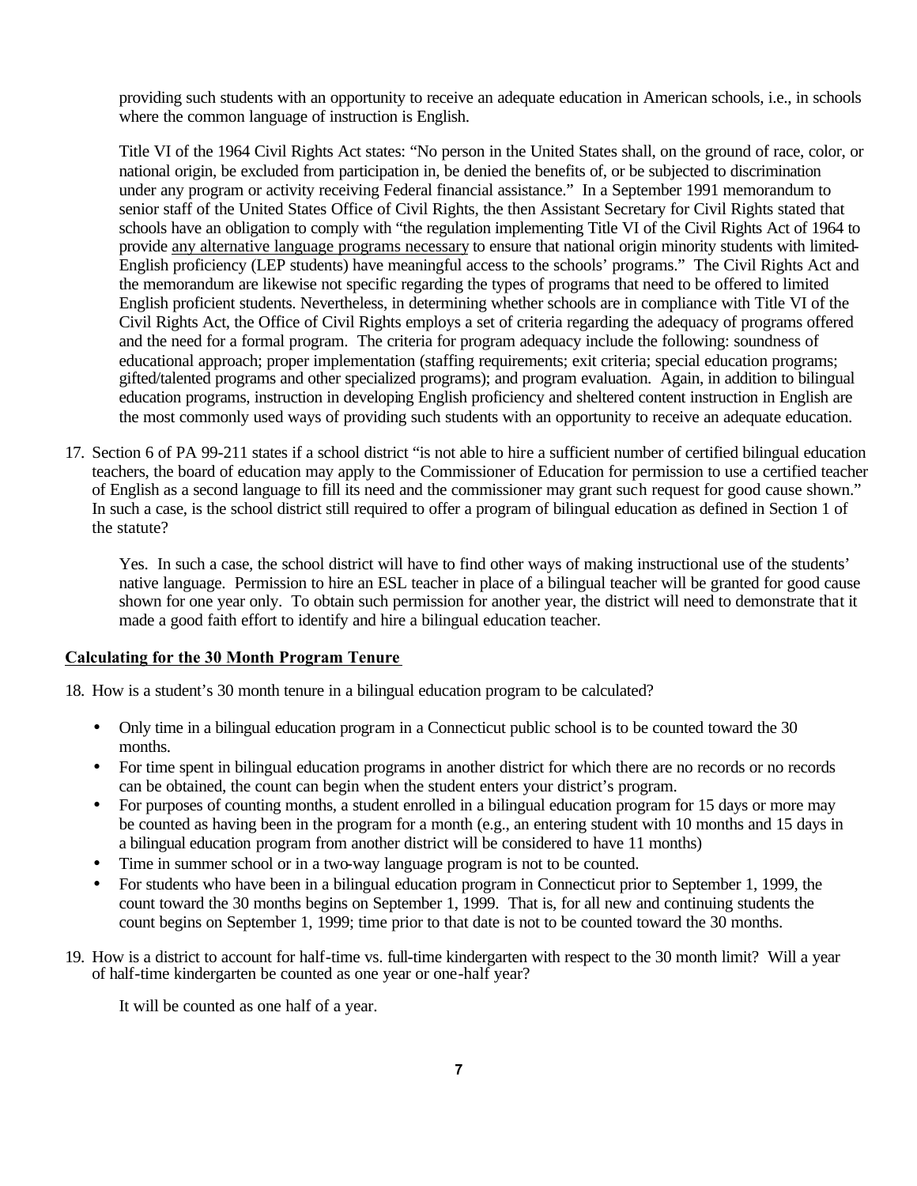providing such students with an opportunity to receive an adequate education in American schools, i.e., in schools where the common language of instruction is English.

Title VI of the 1964 Civil Rights Act states: "No person in the United States shall, on the ground of race, color, or national origin, be excluded from participation in, be denied the benefits of, or be subjected to discrimination under any program or activity receiving Federal financial assistance." In a September 1991 memorandum to senior staff of the United States Office of Civil Rights, the then Assistant Secretary for Civil Rights stated that schools have an obligation to comply with "the regulation implementing Title VI of the Civil Rights Act of 1964 to provide <u>any alternative language programs necessary</u> to ensure that national origin minority students with limited-English proficiency (LEP students) have meaningful access to the schools' programs." The Civil Rights Act and the memorandum are likewise not specific regarding the types of programs that need to be offered to limited English proficient students. Nevertheless, in determining whether schools are in compliance with Title VI of the Civil Rights Act, the Office of Civil Rights employs a set of criteria regarding the adequacy of programs offered and the need for a formal program. The criteria for program adequacy include the following: soundness of educational approach; proper implementation (staffing requirements; exit criteria; special education programs; gifted/talented programs and other specialized programs); and program evaluation. Again, in addition to bilingual education programs, instruction in developing English proficiency and sheltered content instruction in English are the most commonly used ways of providing such students with an opportunity to receive an adequate education.

17. Section 6 of PA 99-211 states if a school district "is not able to hire a sufficient number of certified bilingual education teachers, the board of education may apply to the Commissioner of Education for permission to use a certified teacher of English as a second language to fill its need and the commissioner may grant such request for good cause shown." In such a case, is the school district still required to offer a program of bilingual education as defined in Section 1 of the statute?

    Yes. In such a case, the school district will have to find other ways of making instructional use of the students' native language. Permission to hire an ESL teacher in place of a bilingual teacher will be granted for good cause shown for one year only. To obtain such permission for another year, the district will need to demonstrate that it made a good faith effort to identify and hire a bilingual education teacher.

**<u>Calculating for the 30 Month Program Tenure</u>**

18. How is a student's 30 month tenure in a bilingual education program to be calculated?

    - Only time in a bilingual education program in a Connecticut public school is to be counted toward the 30 months.
    - For time spent in bilingual education programs in another district for which there are no records or no records can be obtained, the count can begin when the student enters your district's program.
    - For purposes of counting months, a student enrolled in a bilingual education program for 15 days or more may be counted as having been in the program for a month (e.g., an entering student with 10 months and 15 days in a bilingual education program from another district will be considered to have 11 months)
    - Time in summer school or in a two-way language program is not to be counted.
    - For students who have been in a bilingual education program in Connecticut prior to September 1, 1999, the count toward the 30 months begins on September 1, 1999. That is, for all new and continuing students the count begins on September 1, 1999; time prior to that date is not to be counted toward the 30 months.

19. How is a district to account for half-time vs. full-time kindergarten with respect to the 30 month limit? Will a year of half-time kindergarten be counted as one year or one-half year?

    It will be counted as one half of a year.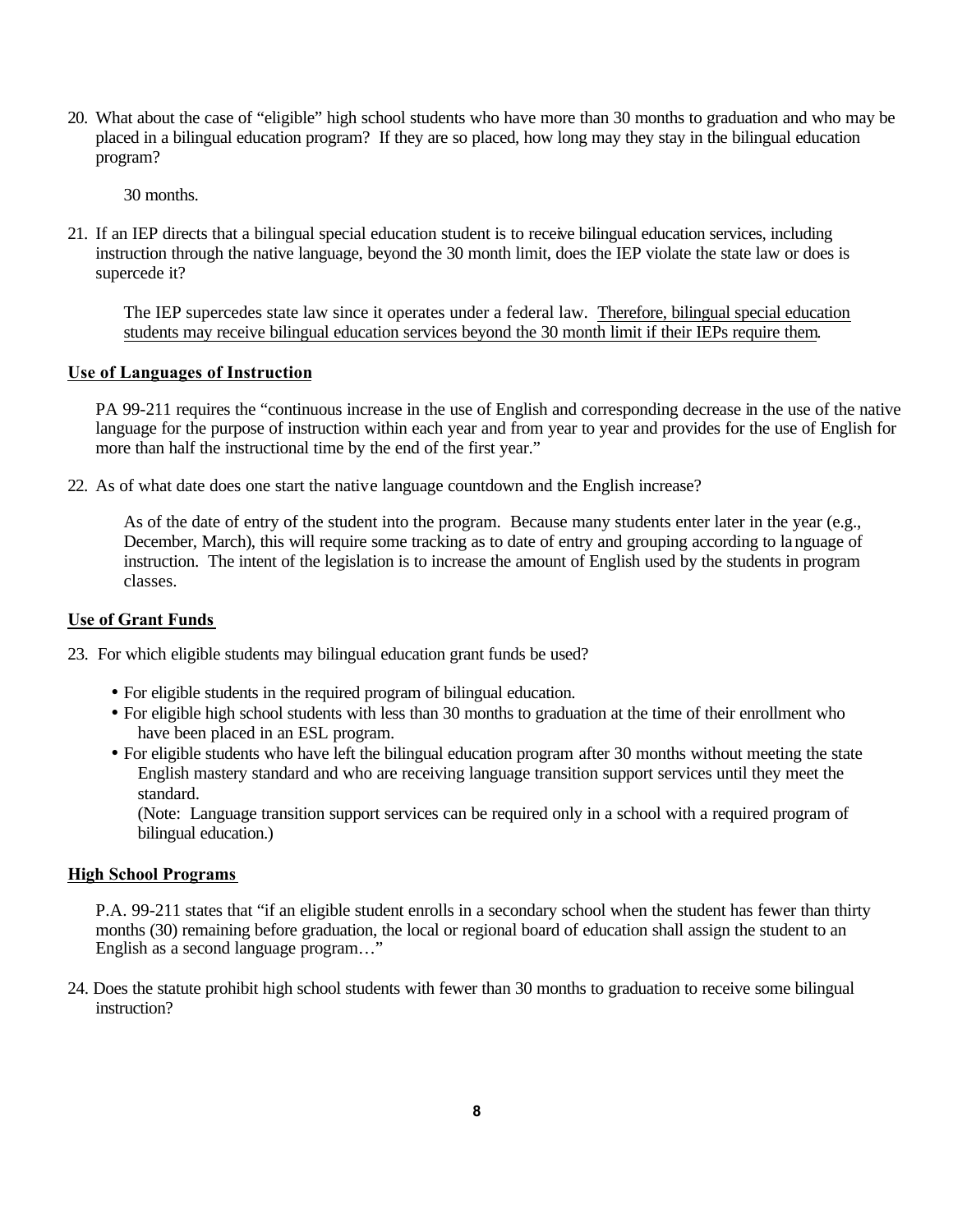20. What about the case of "eligible" high school students who have more than 30 months to graduation and who may be placed in a bilingual education program? If they are so placed, how long may they stay in the bilingual education program?

    30 months.

21. If an IEP directs that a bilingual special education student is to receive bilingual education services, including instruction through the native language, beyond the 30 month limit, does the IEP violate the state law or does is supercede it?

    The IEP supercedes state law since it operates under a federal law. <u>Therefore, bilingual special education students may receive bilingual education services beyond the 30 month limit if their IEPs require them</u>.

**<u>Use of Languages of Instruction</u>**

PA 99-211 requires the "continuous increase in the use of English and corresponding decrease in the use of the native language for the purpose of instruction within each year and from year to year and provides for the use of English for more than half the instructional time by the end of the first year."

22. As of what date does one start the native language countdown and the English increase?

    As of the date of entry of the student into the program. Because many students enter later in the year (e.g., December, March), this will require some tracking as to date of entry and grouping according to language of instruction. The intent of the legislation is to increase the amount of English used by the students in program classes.

**<u>Use of Grant Funds</u>**

23. For which eligible students may bilingual education grant funds be used?

    - For eligible students in the required program of bilingual education.
    - For eligible high school students with less than 30 months to graduation at the time of their enrollment who have been placed in an ESL program.
    - For eligible students who have left the bilingual education program after 30 months without meeting the state English mastery standard and who are receiving language transition support services until they meet the standard.
      (Note: Language transition support services can be required only in a school with a required program of bilingual education.)

**<u>High School Programs</u>**

P.A. 99-211 states that "if an eligible student enrolls in a secondary school when the student has fewer than thirty months (30) remaining before graduation, the local or regional board of education shall assign the student to an English as a second language program…"

24. Does the statute prohibit high school students with fewer than 30 months to graduation to receive some bilingual instruction?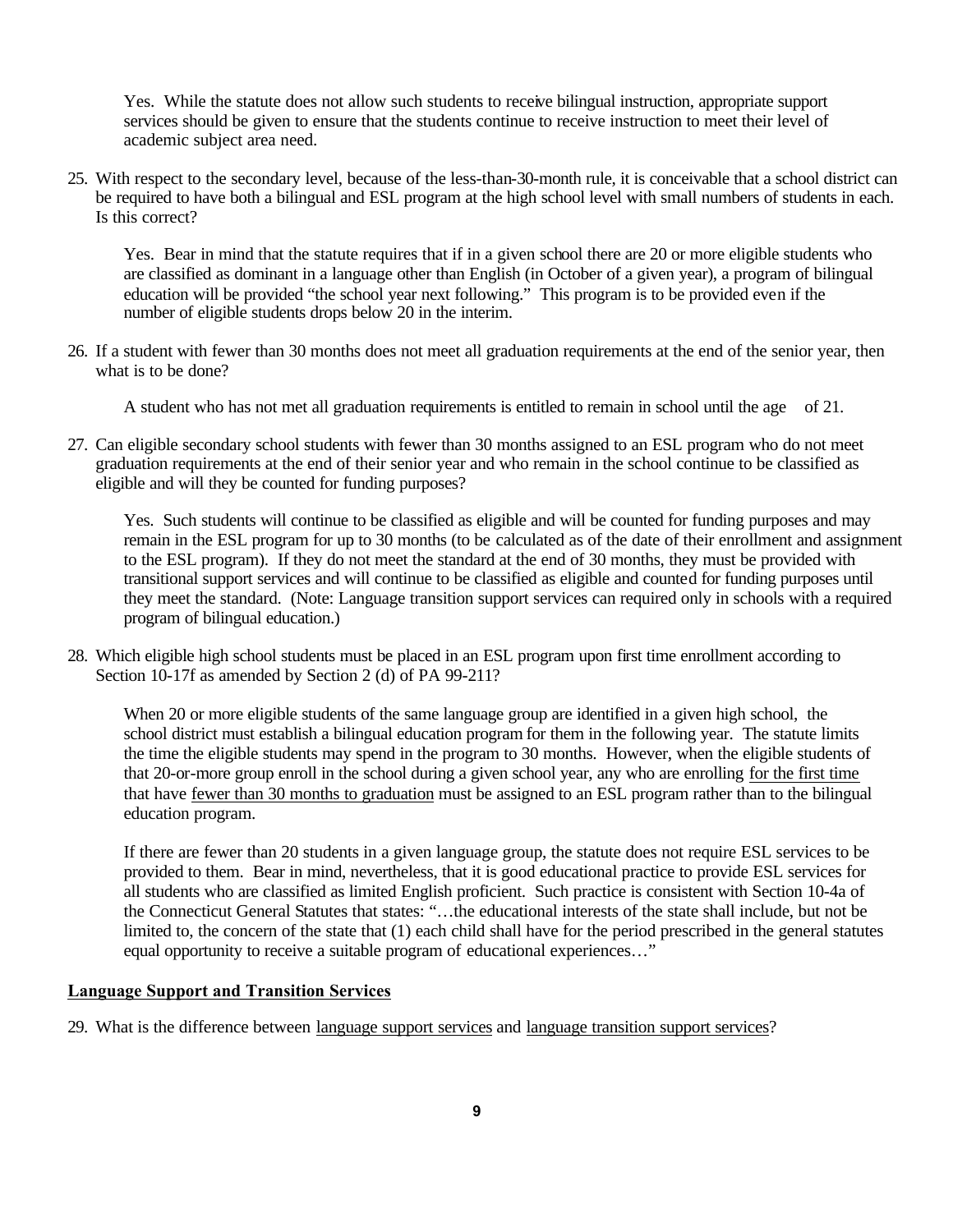Yes. While the statute does not allow such students to receive bilingual instruction, appropriate support services should be given to ensure that the students continue to receive instruction to meet their level of academic subject area need.

25. With respect to the secondary level, because of the less-than-30-month rule, it is conceivable that a school district can be required to have both a bilingual and ESL program at the high school level with small numbers of students in each. Is this correct?

    Yes. Bear in mind that the statute requires that if in a given school there are 20 or more eligible students who are classified as dominant in a language other than English (in October of a given year), a program of bilingual education will be provided "the school year next following." This program is to be provided even if the number of eligible students drops below 20 in the interim.

26. If a student with fewer than 30 months does not meet all graduation requirements at the end of the senior year, then what is to be done?

    A student who has not met all graduation requirements is entitled to remain in school until the age of 21.

27. Can eligible secondary school students with fewer than 30 months assigned to an ESL program who do not meet graduation requirements at the end of their senior year and who remain in the school continue to be classified as eligible and will they be counted for funding purposes?

    Yes. Such students will continue to be classified as eligible and will be counted for funding purposes and may remain in the ESL program for up to 30 months (to be calculated as of the date of their enrollment and assignment to the ESL program). If they do not meet the standard at the end of 30 months, they must be provided with transitional support services and will continue to be classified as eligible and counted for funding purposes until they meet the standard. (Note: Language transition support services can required only in schools with a required program of bilingual education.)

28. Which eligible high school students must be placed in an ESL program upon first time enrollment according to Section 10-17f as amended by Section 2 (d) of PA 99-211?

    When 20 or more eligible students of the same language group are identified in a given high school, the school district must establish a bilingual education program for them in the following year. The statute limits the time the eligible students may spend in the program to 30 months. However, when the eligible students of that 20-or-more group enroll in the school during a given school year, any who are enrolling <u>for the first time</u> that have <u>fewer than 30 months to graduation</u> must be assigned to an ESL program rather than to the bilingual education program.

    If there are fewer than 20 students in a given language group, the statute does not require ESL services to be provided to them. Bear in mind, nevertheless, that it is good educational practice to provide ESL services for all students who are classified as limited English proficient. Such practice is consistent with Section 10-4a of the Connecticut General Statutes that states: "…the educational interests of the state shall include, but not be limited to, the concern of the state that (1) each child shall have for the period prescribed in the general statutes equal opportunity to receive a suitable program of educational experiences…"

## <u>Language Support and Transition Services</u>

29. What is the difference between <u>language support services</u> and <u>language transition support services</u>?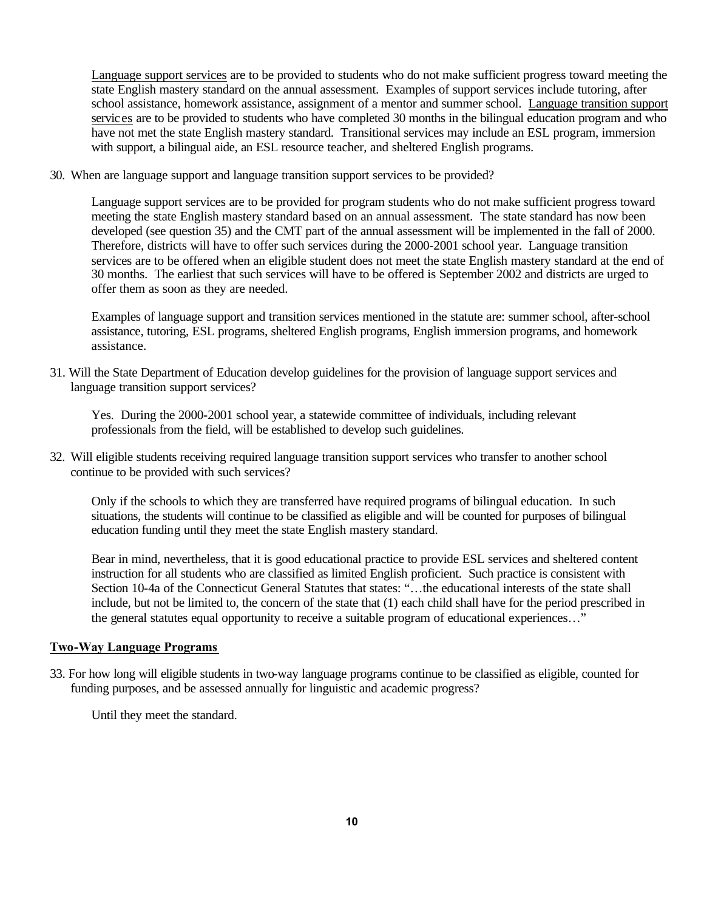<u>Language support services</u> are to be provided to students who do not make sufficient progress toward meeting the state English mastery standard on the annual assessment. Examples of support services include tutoring, after school assistance, homework assistance, assignment of a mentor and summer school. <u>Language transition support services</u> are to be provided to students who have completed 30 months in the bilingual education program and who have not met the state English mastery standard. Transitional services may include an ESL program, immersion with support, a bilingual aide, an ESL resource teacher, and sheltered English programs.

30. When are language support and language transition support services to be provided?

Language support services are to be provided for program students who do not make sufficient progress toward meeting the state English mastery standard based on an annual assessment. The state standard has now been developed (see question 35) and the CMT part of the annual assessment will be implemented in the fall of 2000. Therefore, districts will have to offer such services during the 2000-2001 school year. Language transition services are to be offered when an eligible student does not meet the state English mastery standard at the end of 30 months. The earliest that such services will have to be offered is September 2002 and districts are urged to offer them as soon as they are needed.

Examples of language support and transition services mentioned in the statute are: summer school, after-school assistance, tutoring, ESL programs, sheltered English programs, English immersion programs, and homework assistance.

31. Will the State Department of Education develop guidelines for the provision of language support services and language transition support services?

Yes. During the 2000-2001 school year, a statewide committee of individuals, including relevant professionals from the field, will be established to develop such guidelines.

32. Will eligible students receiving required language transition support services who transfer to another school continue to be provided with such services?

Only if the schools to which they are transferred have required programs of bilingual education. In such situations, the students will continue to be classified as eligible and will be counted for purposes of bilingual education funding until they meet the state English mastery standard.

Bear in mind, nevertheless, that it is good educational practice to provide ESL services and sheltered content instruction for all students who are classified as limited English proficient. Such practice is consistent with Section 10-4a of the Connecticut General Statutes that states: "…the educational interests of the state shall include, but not be limited to, the concern of the state that (1) each child shall have for the period prescribed in the general statutes equal opportunity to receive a suitable program of educational experiences…"

**<u>Two-Way Language Programs</u>**

33. For how long will eligible students in two-way language programs continue to be classified as eligible, counted for funding purposes, and be assessed annually for linguistic and academic progress?

Until they meet the standard.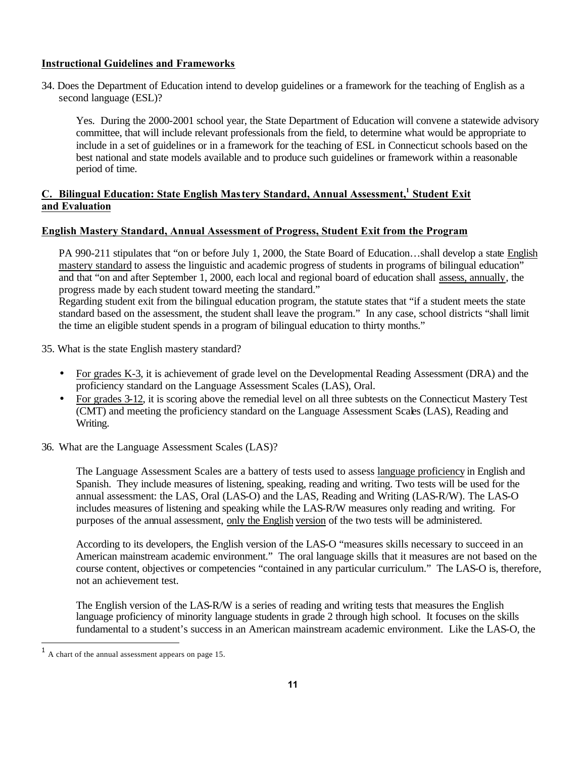**Instructional Guidelines and Frameworks**

34. Does the Department of Education intend to develop guidelines or a framework for the teaching of English as a second language (ESL)?

 Yes. During the 2000-2001 school year, the State Department of Education will convene a statewide advisory committee, that will include relevant professionals from the field, to determine what would be appropriate to include in a set of guidelines or in a framework for the teaching of ESL in Connecticut schools based on the best national and state models available and to produce such guidelines or framework within a reasonable period of time.

**C. Bilingual Education: State English Mastery Standard, Annual Assessment,[1] Student Exit and Evaluation**

**English Mastery Standard, Annual Assessment of Progress, Student Exit from the Program**

PA 990-211 stipulates that "on or before July 1, 2000, the State Board of Education…shall develop a state English mastery standard to assess the linguistic and academic progress of students in programs of bilingual education" and that "on and after September 1, 2000, each local and regional board of education shall assess, annually, the progress made by each student toward meeting the standard."
Regarding student exit from the bilingual education program, the statute states that "if a student meets the state standard based on the assessment, the student shall leave the program." In any case, school districts "shall limit the time an eligible student spends in a program of bilingual education to thirty months."

35. What is the state English mastery standard?

- For grades K-3, it is achievement of grade level on the Developmental Reading Assessment (DRA) and the proficiency standard on the Language Assessment Scales (LAS), Oral.
- For grades 3-12, it is scoring above the remedial level on all three subtests on the Connecticut Mastery Test (CMT) and meeting the proficiency standard on the Language Assessment Scales (LAS), Reading and Writing.

36. What are the Language Assessment Scales (LAS)?

 The Language Assessment Scales are a battery of tests used to assess language proficiency in English and Spanish. They include measures of listening, speaking, reading and writing. Two tests will be used for the annual assessment: the LAS, Oral (LAS-O) and the LAS, Reading and Writing (LAS-R/W). The LAS-O includes measures of listening and speaking while the LAS-R/W measures only reading and writing. For purposes of the annual assessment, only the English version of the two tests will be administered.

 According to its developers, the English version of the LAS-O "measures skills necessary to succeed in an American mainstream academic environment." The oral language skills that it measures are not based on the course content, objectives or competencies "contained in any particular curriculum." The LAS-O is, therefore, not an achievement test.

 The English version of the LAS-R/W is a series of reading and writing tests that measures the English language proficiency of minority language students in grade 2 through high school. It focuses on the skills fundamental to a student's success in an American mainstream academic environment. Like the LAS-O, the

[1] A chart of the annual assessment appears on page 15.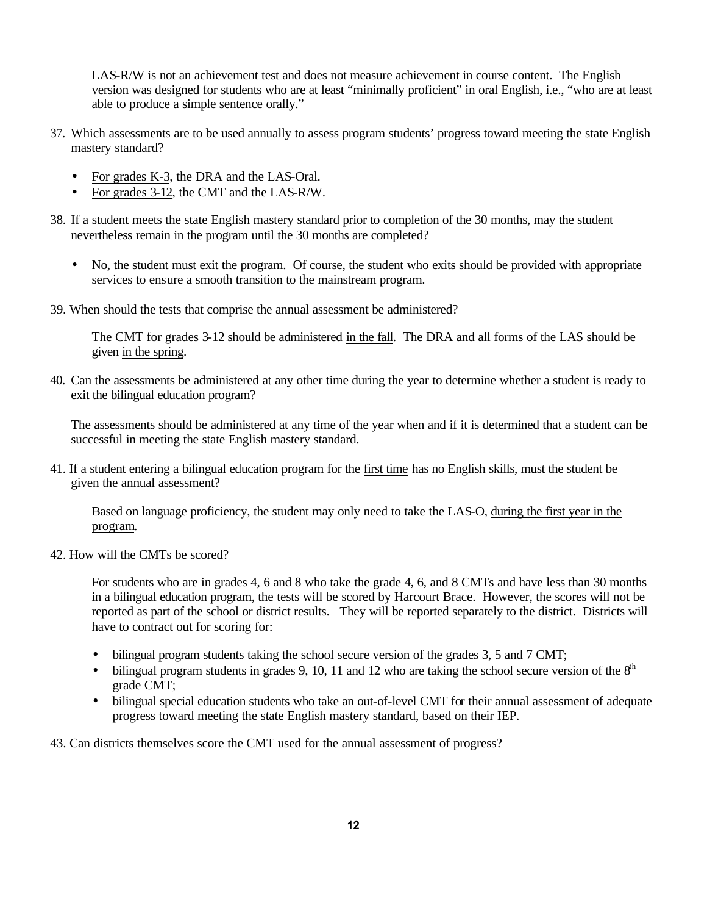LAS-R/W is not an achievement test and does not measure achievement in course content. The English version was designed for students who are at least "minimally proficient" in oral English, i.e., "who are at least able to produce a simple sentence orally."

37. Which assessments are to be used annually to assess program students' progress toward meeting the state English mastery standard?

    - For grades K-3, the DRA and the LAS-Oral.
    - For grades 3-12, the CMT and the LAS-R/W.

38. If a student meets the state English mastery standard prior to completion of the 30 months, may the student nevertheless remain in the program until the 30 months are completed?

    - No, the student must exit the program. Of course, the student who exits should be provided with appropriate services to ensure a smooth transition to the mainstream program.

39. When should the tests that comprise the annual assessment be administered?

    The CMT for grades 3-12 should be administered in the fall. The DRA and all forms of the LAS should be given in the spring.

40. Can the assessments be administered at any other time during the year to determine whether a student is ready to exit the bilingual education program?

    The assessments should be administered at any time of the year when and if it is determined that a student can be successful in meeting the state English mastery standard.

41. If a student entering a bilingual education program for the first time has no English skills, must the student be given the annual assessment?

    Based on language proficiency, the student may only need to take the LAS-O, during the first year in the program.

42. How will the CMTs be scored?

    For students who are in grades 4, 6 and 8 who take the grade 4, 6, and 8 CMTs and have less than 30 months in a bilingual education program, the tests will be scored by Harcourt Brace. However, the scores will not be reported as part of the school or district results. They will be reported separately to the district. Districts will have to contract out for scoring for:

    - bilingual program students taking the school secure version of the grades 3, 5 and 7 CMT;
    - bilingual program students in grades 9, 10, 11 and 12 who are taking the school secure version of the 8th grade CMT;
    - bilingual special education students who take an out-of-level CMT for their annual assessment of adequate progress toward meeting the state English mastery standard, based on their IEP.

43. Can districts themselves score the CMT used for the annual assessment of progress?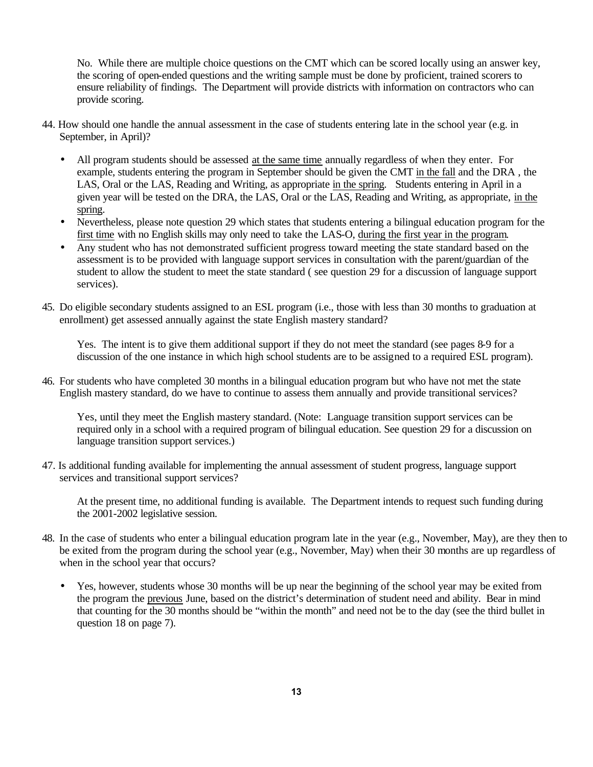No. While there are multiple choice questions on the CMT which can be scored locally using an answer key, the scoring of open-ended questions and the writing sample must be done by proficient, trained scorers to ensure reliability of findings. The Department will provide districts with information on contractors who can provide scoring.

44. How should one handle the annual assessment in the case of students entering late in the school year (e.g. in September, in April)?

- All program students should be assessed <u>at the same time</u> annually regardless of when they enter. For example, students entering the program in September should be given the CMT <u>in the fall</u> and the DRA , the LAS, Oral or the LAS, Reading and Writing, as appropriate <u>in the spring</u>. Students entering in April in a given year will be tested on the DRA, the LAS, Oral or the LAS, Reading and Writing, as appropriate, <u>in the spring</u>.
- Nevertheless, please note question 29 which states that students entering a bilingual education program for the <u>first time</u> with no English skills may only need to take the LAS-O, <u>during the first year in the program</u>.
- Any student who has not demonstrated sufficient progress toward meeting the state standard based on the assessment is to be provided with language support services in consultation with the parent/guardian of the student to allow the student to meet the state standard ( see question 29 for a discussion of language support services).

45. Do eligible secondary students assigned to an ESL program (i.e., those with less than 30 months to graduation at enrollment) get assessed annually against the state English mastery standard?

Yes. The intent is to give them additional support if they do not meet the standard (see pages 8-9 for a discussion of the one instance in which high school students are to be assigned to a required ESL program).

46. For students who have completed 30 months in a bilingual education program but who have not met the state English mastery standard, do we have to continue to assess them annually and provide transitional services?

Yes, until they meet the English mastery standard. (Note: Language transition support services can be required only in a school with a required program of bilingual education. See question 29 for a discussion on language transition support services.)

47. Is additional funding available for implementing the annual assessment of student progress, language support services and transitional support services?

At the present time, no additional funding is available. The Department intends to request such funding during the 2001-2002 legislative session.

48. In the case of students who enter a bilingual education program late in the year (e.g., November, May), are they then to be exited from the program during the school year (e.g., November, May) when their 30 months are up regardless of when in the school year that occurs?

- Yes, however, students whose 30 months will be up near the beginning of the school year may be exited from the program the <u>previous</u> June, based on the district's determination of student need and ability. Bear in mind that counting for the 30 months should be "within the month" and need not be to the day (see the third bullet in question 18 on page 7).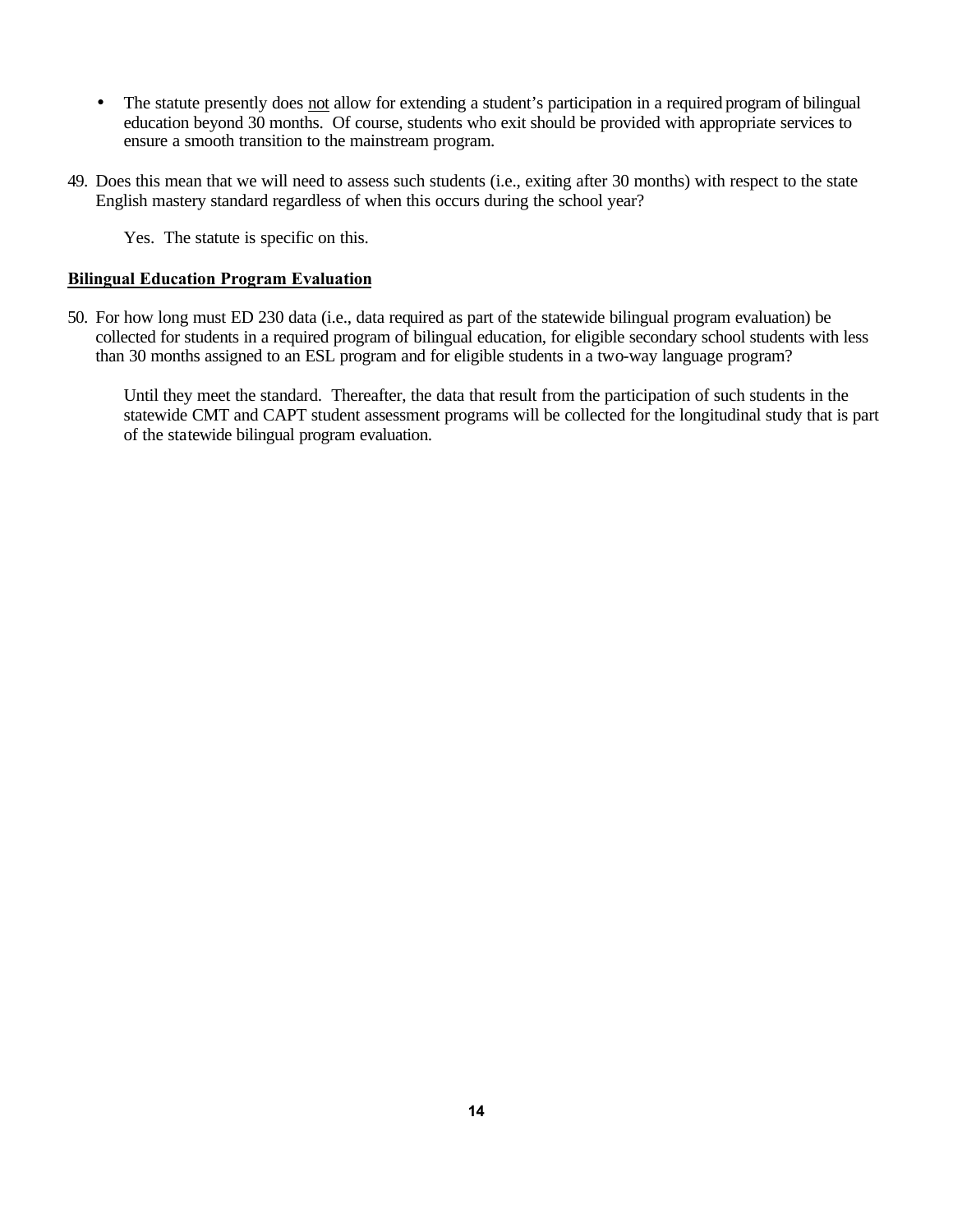- The statute presently does not allow for extending a student's participation in a required program of bilingual education beyond 30 months. Of course, students who exit should be provided with appropriate services to ensure a smooth transition to the mainstream program.

49. Does this mean that we will need to assess such students (i.e., exiting after 30 months) with respect to the state English mastery standard regardless of when this occurs during the school year?

    Yes. The statute is specific on this.

**Bilingual Education Program Evaluation**

50. For how long must ED 230 data (i.e., data required as part of the statewide bilingual program evaluation) be collected for students in a required program of bilingual education, for eligible secondary school students with less than 30 months assigned to an ESL program and for eligible students in a two-way language program?

    Until they meet the standard. Thereafter, the data that result from the participation of such students in the statewide CMT and CAPT student assessment programs will be collected for the longitudinal study that is part of the statewide bilingual program evaluation.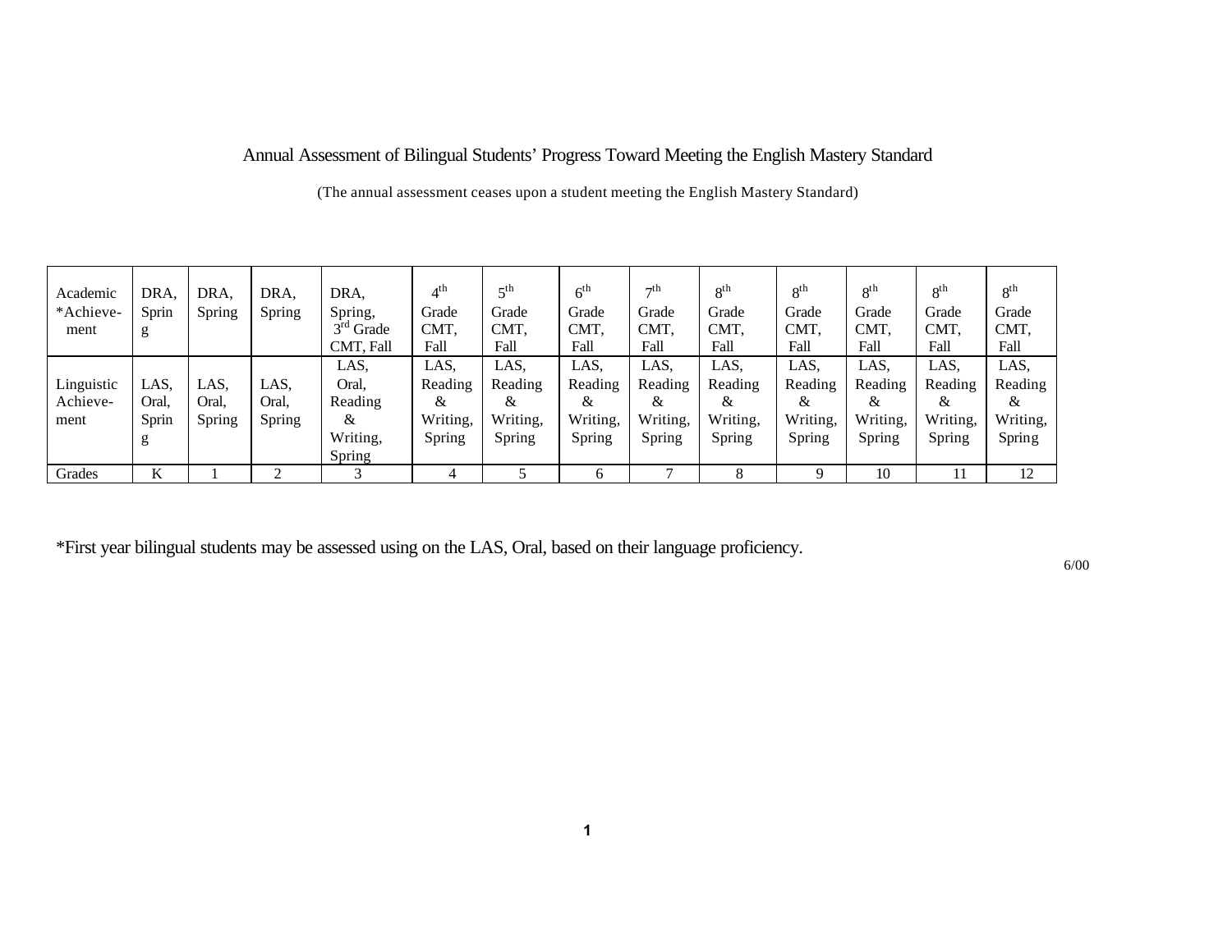# Annual Assessment of Bilingual Students' Progress Toward Meeting the English Mastery Standard

(The annual assessment ceases upon a student meeting the English Mastery Standard)

| Academic *Achievement | DRA, Spring | DRA, Spring | DRA, Spring | DRA, Spring, 3rd Grade CMT, Fall | 4th Grade CMT, Fall | 5th Grade CMT, Fall | 6th Grade CMT, Fall | 7th Grade CMT, Fall | 8th Grade CMT, Fall | 8th Grade CMT, Fall | 8th Grade CMT, Fall | 8th Grade CMT, Fall | 8th Grade CMT, Fall |
|---|---|---|---|---|---|---|---|---|---|---|---|---|---|
| Linguistic Achievement | LAS, Oral, Spring | LAS, Oral, Spring | LAS, Oral, Spring | LAS, Oral, Reading & Writing, Spring | LAS, Reading & Writing, Spring | LAS, Reading & Writing, Spring | LAS, Reading & Writing, Spring | LAS, Reading & Writing, Spring | LAS, Reading & Writing, Spring | LAS, Reading & Writing, Spring | LAS, Reading & Writing, Spring | LAS, Reading & Writing, Spring | LAS, Reading & Writing, Spring |
| Grades | K | 1 | 2 | 3 | 4 | 5 | 6 | 7 | 8 | 9 | 10 | 11 | 12 |

*First year bilingual students may be assessed using on the LAS, Oral, based on their language proficiency.

6/00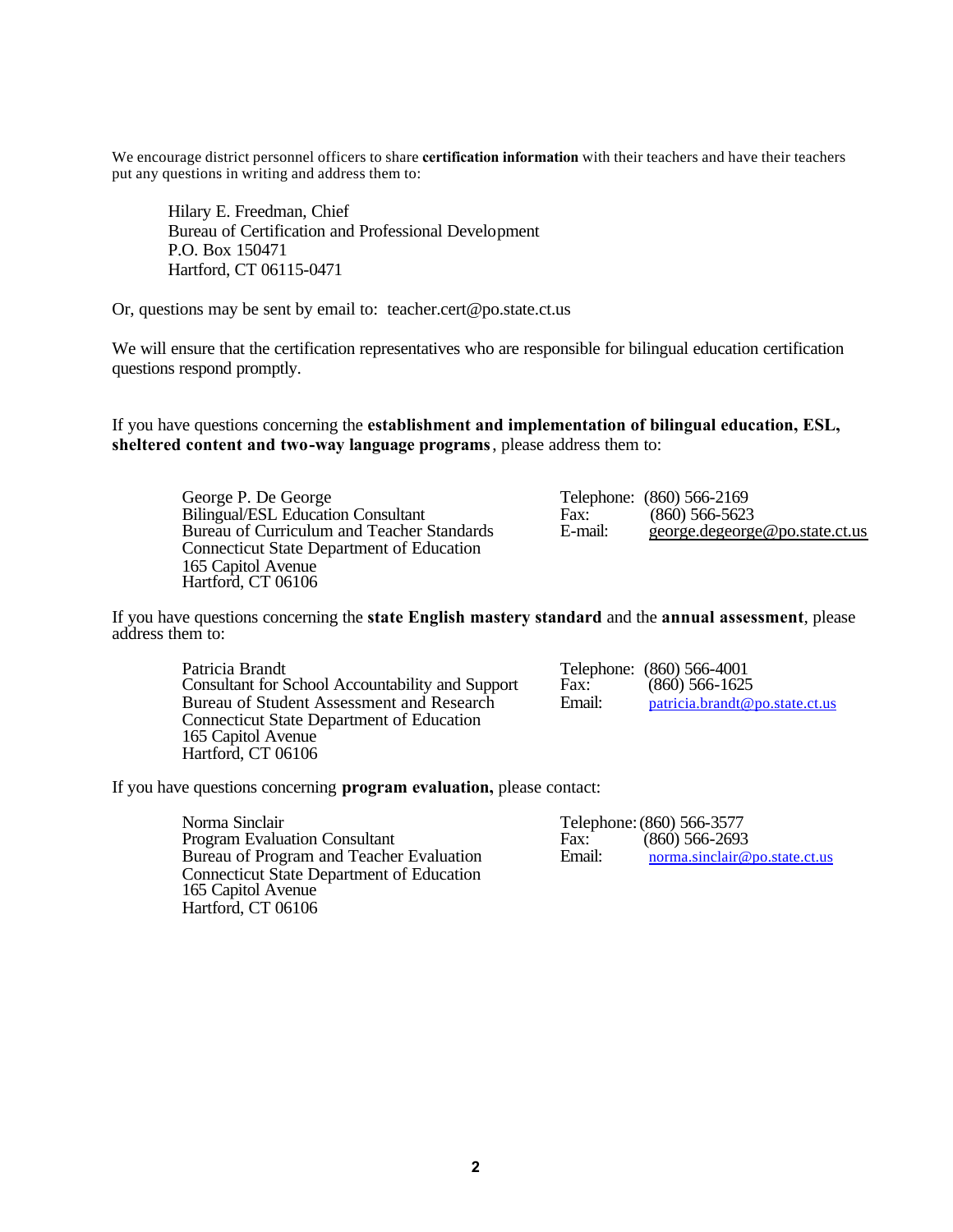We encourage district personnel officers to share **certification information** with their teachers and have their teachers put any questions in writing and address them to:

> Hilary E. Freedman, Chief
> Bureau of Certification and Professional Development
> P.O. Box 150471
> Hartford, CT 06115-0471

Or, questions may be sent by email to: teacher.cert@po.state.ct.us

We will ensure that the certification representatives who are responsible for bilingual education certification questions respond promptly.

If you have questions concerning the **establishment and implementation of bilingual education, ESL, sheltered content and two-way language programs**, please address them to:

> George P. De George
> Bilingual/ESL Education Consultant
> Bureau of Curriculum and Teacher Standards
> Connecticut State Department of Education
> 165 Capitol Avenue
> Hartford, CT 06106
>
> Telephone: (860) 566-2169
> Fax: (860) 566-5623
> E-mail: george.degeorge@po.state.ct.us

If you have questions concerning the **state English mastery standard** and the **annual assessment**, please address them to:

> Patricia Brandt
> Consultant for School Accountability and Support
> Bureau of Student Assessment and Research
> Connecticut State Department of Education
> 165 Capitol Avenue
> Hartford, CT 06106
>
> Telephone: (860) 566-4001
> Fax: (860) 566-1625
> Email: patricia.brandt@po.state.ct.us

If you have questions concerning **program evaluation,** please contact:

> Norma Sinclair
> Program Evaluation Consultant
> Bureau of Program and Teacher Evaluation
> Connecticut State Department of Education
> 165 Capitol Avenue
> Hartford, CT 06106
>
> Telephone: (860) 566-3577
> Fax: (860) 566-2693
> Email: norma.sinclair@po.state.ct.us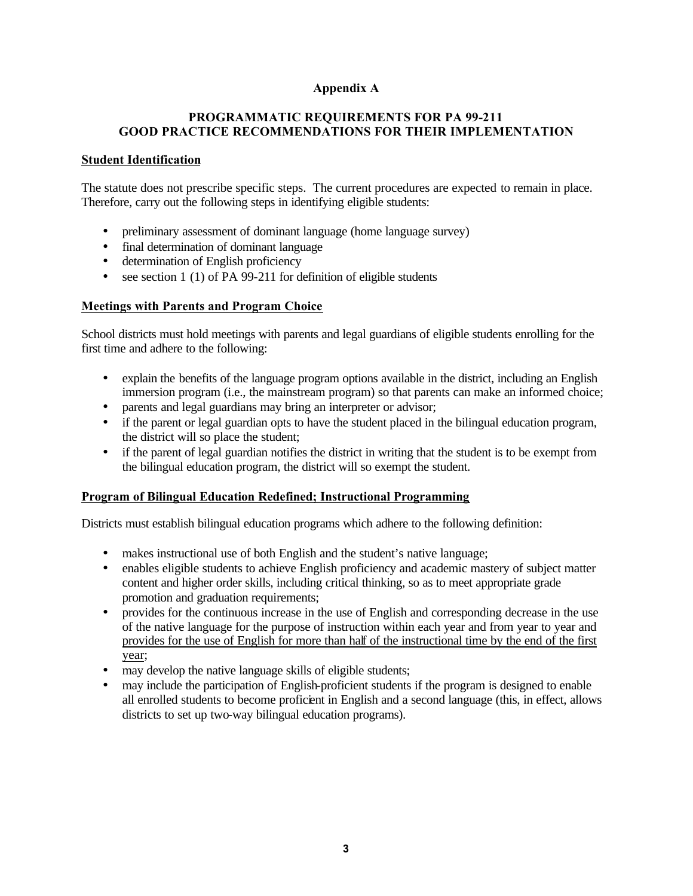## Appendix A

### PROGRAMMATIC REQUIREMENTS FOR PA 99-211 GOOD PRACTICE RECOMMENDATIONS FOR THEIR IMPLEMENTATION

**Student Identification**

The statute does not prescribe specific steps. The current procedures are expected to remain in place. Therefore, carry out the following steps in identifying eligible students:

- preliminary assessment of dominant language (home language survey)
- final determination of dominant language
- determination of English proficiency
- see section 1 (1) of PA 99-211 for definition of eligible students

**Meetings with Parents and Program Choice**

School districts must hold meetings with parents and legal guardians of eligible students enrolling for the first time and adhere to the following:

- explain the benefits of the language program options available in the district, including an English immersion program (i.e., the mainstream program) so that parents can make an informed choice;
- parents and legal guardians may bring an interpreter or advisor;
- if the parent or legal guardian opts to have the student placed in the bilingual education program, the district will so place the student;
- if the parent of legal guardian notifies the district in writing that the student is to be exempt from the bilingual education program, the district will so exempt the student.

**Program of Bilingual Education Redefined; Instructional Programming**

Districts must establish bilingual education programs which adhere to the following definition:

- makes instructional use of both English and the student's native language;
- enables eligible students to achieve English proficiency and academic mastery of subject matter content and higher order skills, including critical thinking, so as to meet appropriate grade promotion and graduation requirements;
- provides for the continuous increase in the use of English and corresponding decrease in the use of the native language for the purpose of instruction within each year and from year to year and <u>provides for the use of English for more than half of the instructional time by the end of the first year</u>;
- may develop the native language skills of eligible students;
- may include the participation of English-proficient students if the program is designed to enable all enrolled students to become proficient in English and a second language (this, in effect, allows districts to set up two-way bilingual education programs).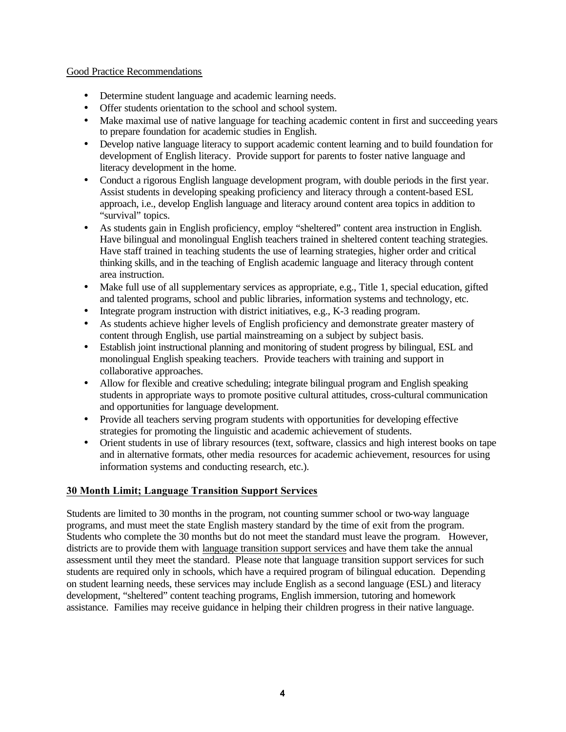Good Practice Recommendations

- Determine student language and academic learning needs.
- Offer students orientation to the school and school system.
- Make maximal use of native language for teaching academic content in first and succeeding years to prepare foundation for academic studies in English.
- Develop native language literacy to support academic content learning and to build foundation for development of English literacy. Provide support for parents to foster native language and literacy development in the home.
- Conduct a rigorous English language development program, with double periods in the first year. Assist students in developing speaking proficiency and literacy through a content-based ESL approach, i.e., develop English language and literacy around content area topics in addition to "survival" topics.
- As students gain in English proficiency, employ "sheltered" content area instruction in English. Have bilingual and monolingual English teachers trained in sheltered content teaching strategies. Have staff trained in teaching students the use of learning strategies, higher order and critical thinking skills, and in the teaching of English academic language and literacy through content area instruction.
- Make full use of all supplementary services as appropriate, e.g., Title 1, special education, gifted and talented programs, school and public libraries, information systems and technology, etc.
- Integrate program instruction with district initiatives, e.g., K-3 reading program.
- As students achieve higher levels of English proficiency and demonstrate greater mastery of content through English, use partial mainstreaming on a subject by subject basis.
- Establish joint instructional planning and monitoring of student progress by bilingual, ESL and monolingual English speaking teachers. Provide teachers with training and support in collaborative approaches.
- Allow for flexible and creative scheduling; integrate bilingual program and English speaking students in appropriate ways to promote positive cultural attitudes, cross-cultural communication and opportunities for language development.
- Provide all teachers serving program students with opportunities for developing effective strategies for promoting the linguistic and academic achievement of students.
- Orient students in use of library resources (text, software, classics and high interest books on tape and in alternative formats, other media resources for academic achievement, resources for using information systems and conducting research, etc.).

## 30 Month Limit; Language Transition Support Services

Students are limited to 30 months in the program, not counting summer school or two-way language programs, and must meet the state English mastery standard by the time of exit from the program. Students who complete the 30 months but do not meet the standard must leave the program. However, districts are to provide them with language transition support services and have them take the annual assessment until they meet the standard. Please note that language transition support services for such students are required only in schools, which have a required program of bilingual education. Depending on student learning needs, these services may include English as a second language (ESL) and literacy development, "sheltered" content teaching programs, English immersion, tutoring and homework assistance. Families may receive guidance in helping their children progress in their native language.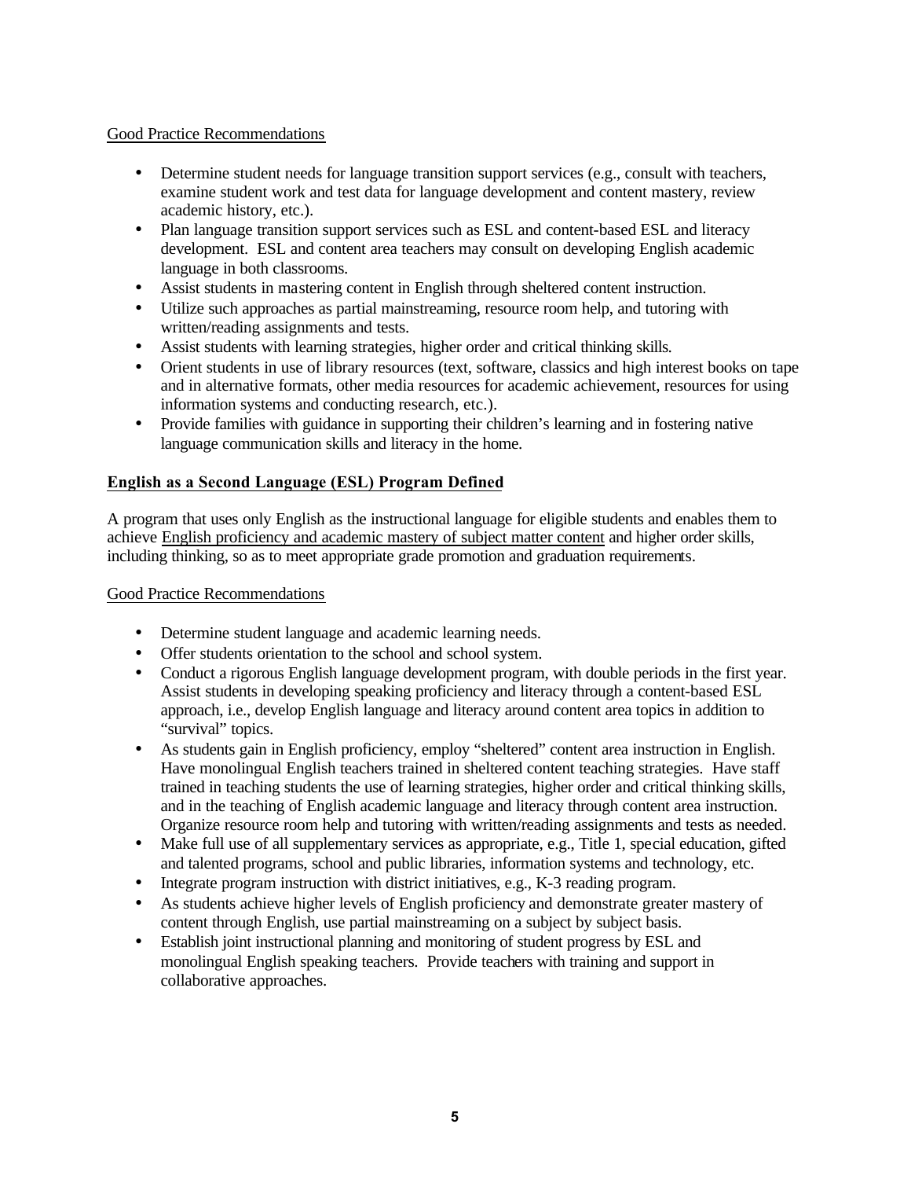Good Practice Recommendations

- Determine student needs for language transition support services (e.g., consult with teachers, examine student work and test data for language development and content mastery, review academic history, etc.).
- Plan language transition support services such as ESL and content-based ESL and literacy development. ESL and content area teachers may consult on developing English academic language in both classrooms.
- Assist students in mastering content in English through sheltered content instruction.
- Utilize such approaches as partial mainstreaming, resource room help, and tutoring with written/reading assignments and tests.
- Assist students with learning strategies, higher order and critical thinking skills.
- Orient students in use of library resources (text, software, classics and high interest books on tape and in alternative formats, other media resources for academic achievement, resources for using information systems and conducting research, etc.).
- Provide families with guidance in supporting their children's learning and in fostering native language communication skills and literacy in the home.

**English as a Second Language (ESL) Program Defined**

A program that uses only English as the instructional language for eligible students and enables them to achieve English proficiency and academic mastery of subject matter content and higher order skills, including thinking, so as to meet appropriate grade promotion and graduation requirements.

Good Practice Recommendations

- Determine student language and academic learning needs.
- Offer students orientation to the school and school system.
- Conduct a rigorous English language development program, with double periods in the first year. Assist students in developing speaking proficiency and literacy through a content-based ESL approach, i.e., develop English language and literacy around content area topics in addition to "survival" topics.
- As students gain in English proficiency, employ "sheltered" content area instruction in English. Have monolingual English teachers trained in sheltered content teaching strategies. Have staff trained in teaching students the use of learning strategies, higher order and critical thinking skills, and in the teaching of English academic language and literacy through content area instruction. Organize resource room help and tutoring with written/reading assignments and tests as needed.
- Make full use of all supplementary services as appropriate, e.g., Title 1, special education, gifted and talented programs, school and public libraries, information systems and technology, etc.
- Integrate program instruction with district initiatives, e.g., K-3 reading program.
- As students achieve higher levels of English proficiency and demonstrate greater mastery of content through English, use partial mainstreaming on a subject by subject basis.
- Establish joint instructional planning and monitoring of student progress by ESL and monolingual English speaking teachers. Provide teachers with training and support in collaborative approaches.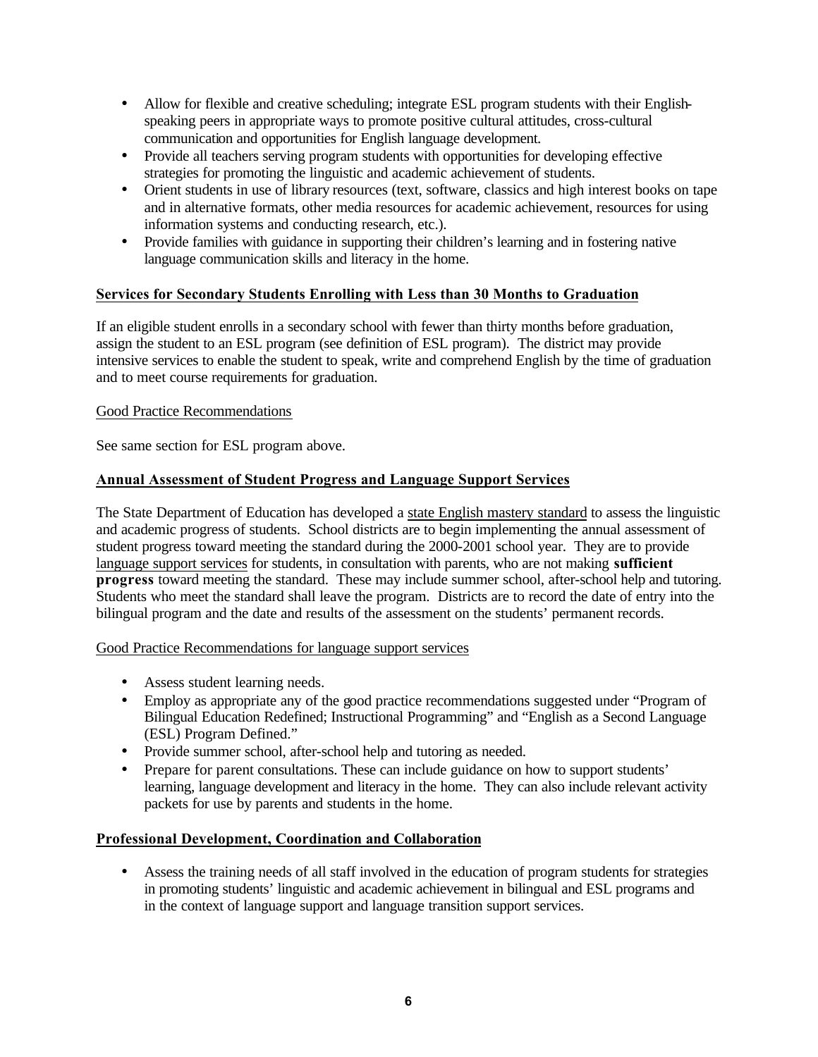- Allow for flexible and creative scheduling; integrate ESL program students with their English-speaking peers in appropriate ways to promote positive cultural attitudes, cross-cultural communication and opportunities for English language development.
- Provide all teachers serving program students with opportunities for developing effective strategies for promoting the linguistic and academic achievement of students.
- Orient students in use of library resources (text, software, classics and high interest books on tape and in alternative formats, other media resources for academic achievement, resources for using information systems and conducting research, etc.).
- Provide families with guidance in supporting their children's learning and in fostering native language communication skills and literacy in the home.

**Services for Secondary Students Enrolling with Less than 30 Months to Graduation**

If an eligible student enrolls in a secondary school with fewer than thirty months before graduation, assign the student to an ESL program (see definition of ESL program). The district may provide intensive services to enable the student to speak, write and comprehend English by the time of graduation and to meet course requirements for graduation.

Good Practice Recommendations

See same section for ESL program above.

**Annual Assessment of Student Progress and Language Support Services**

The State Department of Education has developed a state English mastery standard to assess the linguistic and academic progress of students. School districts are to begin implementing the annual assessment of student progress toward meeting the standard during the 2000-2001 school year. They are to provide language support services for students, in consultation with parents, who are not making **sufficient progress** toward meeting the standard. These may include summer school, after-school help and tutoring. Students who meet the standard shall leave the program. Districts are to record the date of entry into the bilingual program and the date and results of the assessment on the students' permanent records.

Good Practice Recommendations for language support services

- Assess student learning needs.
- Employ as appropriate any of the good practice recommendations suggested under "Program of Bilingual Education Redefined; Instructional Programming" and "English as a Second Language (ESL) Program Defined."
- Provide summer school, after-school help and tutoring as needed.
- Prepare for parent consultations. These can include guidance on how to support students' learning, language development and literacy in the home. They can also include relevant activity packets for use by parents and students in the home.

**Professional Development, Coordination and Collaboration**

- Assess the training needs of all staff involved in the education of program students for strategies in promoting students' linguistic and academic achievement in bilingual and ESL programs and in the context of language support and language transition support services.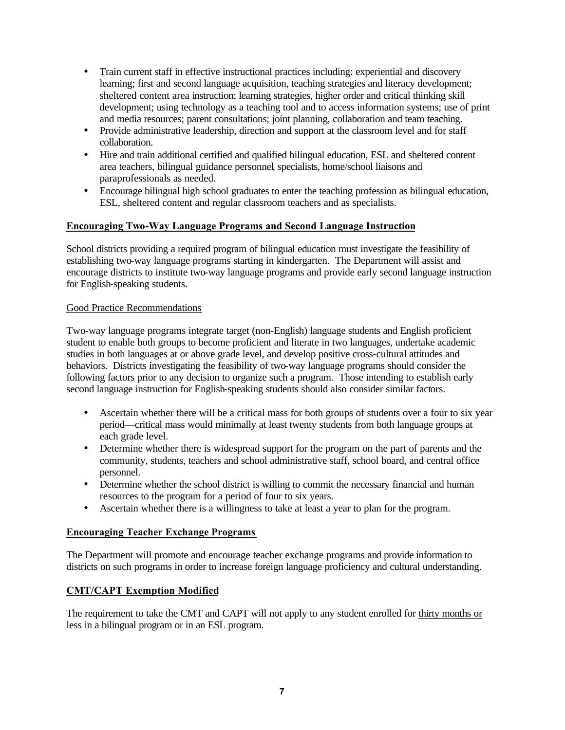- Train current staff in effective instructional practices including: experiential and discovery learning; first and second language acquisition, teaching strategies and literacy development; sheltered content area instruction; learning strategies, higher order and critical thinking skill development; using technology as a teaching tool and to access information systems; use of print and media resources; parent consultations; joint planning, collaboration and team teaching.
- Provide administrative leadership, direction and support at the classroom level and for staff collaboration.
- Hire and train additional certified and qualified bilingual education, ESL and sheltered content area teachers, bilingual guidance personnel, specialists, home/school liaisons and paraprofessionals as needed.
- Encourage bilingual high school graduates to enter the teaching profession as bilingual education, ESL, sheltered content and regular classroom teachers and as specialists.

**Encouraging Two-Way Language Programs and Second Language Instruction**

School districts providing a required program of bilingual education must investigate the feasibility of establishing two-way language programs starting in kindergarten. The Department will assist and encourage districts to institute two-way language programs and provide early second language instruction for English-speaking students.

Good Practice Recommendations

Two-way language programs integrate target (non-English) language students and English proficient student to enable both groups to become proficient and literate in two languages, undertake academic studies in both languages at or above grade level, and develop positive cross-cultural attitudes and behaviors. Districts investigating the feasibility of two-way language programs should consider the following factors prior to any decision to organize such a program. Those intending to establish early second language instruction for English-speaking students should also consider similar factors.

- Ascertain whether there will be a critical mass for both groups of students over a four to six year period—critical mass would minimally at least twenty students from both language groups at each grade level.
- Determine whether there is widespread support for the program on the part of parents and the community, students, teachers and school administrative staff, school board, and central office personnel.
- Determine whether the school district is willing to commit the necessary financial and human resources to the program for a period of four to six years.
- Ascertain whether there is a willingness to take at least a year to plan for the program.

**Encouraging Teacher Exchange Programs**

The Department will promote and encourage teacher exchange programs and provide information to districts on such programs in order to increase foreign language proficiency and cultural understanding.

**CMT/CAPT Exemption Modified**

The requirement to take the CMT and CAPT will not apply to any student enrolled for thirty months or less in a bilingual program or in an ESL program.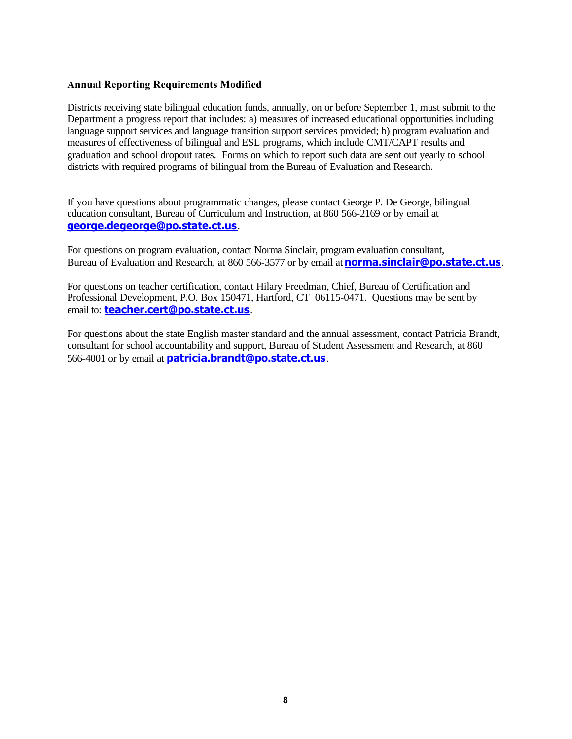**Annual Reporting Requirements Modified**

Districts receiving state bilingual education funds, annually, on or before September 1, must submit to the Department a progress report that includes: a) measures of increased educational opportunities including language support services and language transition support services provided; b) program evaluation and measures of effectiveness of bilingual and ESL programs, which include CMT/CAPT results and graduation and school dropout rates. Forms on which to report such data are sent out yearly to school districts with required programs of bilingual from the Bureau of Evaluation and Research.

If you have questions about programmatic changes, please contact George P. De George, bilingual education consultant, Bureau of Curriculum and Instruction, at 860 566-2169 or by email at **george.degeorge@po.state.ct.us**.

For questions on program evaluation, contact Norma Sinclair, program evaluation consultant, Bureau of Evaluation and Research, at 860 566-3577 or by email at **norma.sinclair@po.state.ct.us**.

For questions on teacher certification, contact Hilary Freedman, Chief, Bureau of Certification and Professional Development, P.O. Box 150471, Hartford, CT 06115-0471. Questions may be sent by email to: **teacher.cert@po.state.ct.us**.

For questions about the state English master standard and the annual assessment, contact Patricia Brandt, consultant for school accountability and support, Bureau of Student Assessment and Research, at 860 566-4001 or by email at **patricia.brandt@po.state.ct.us**.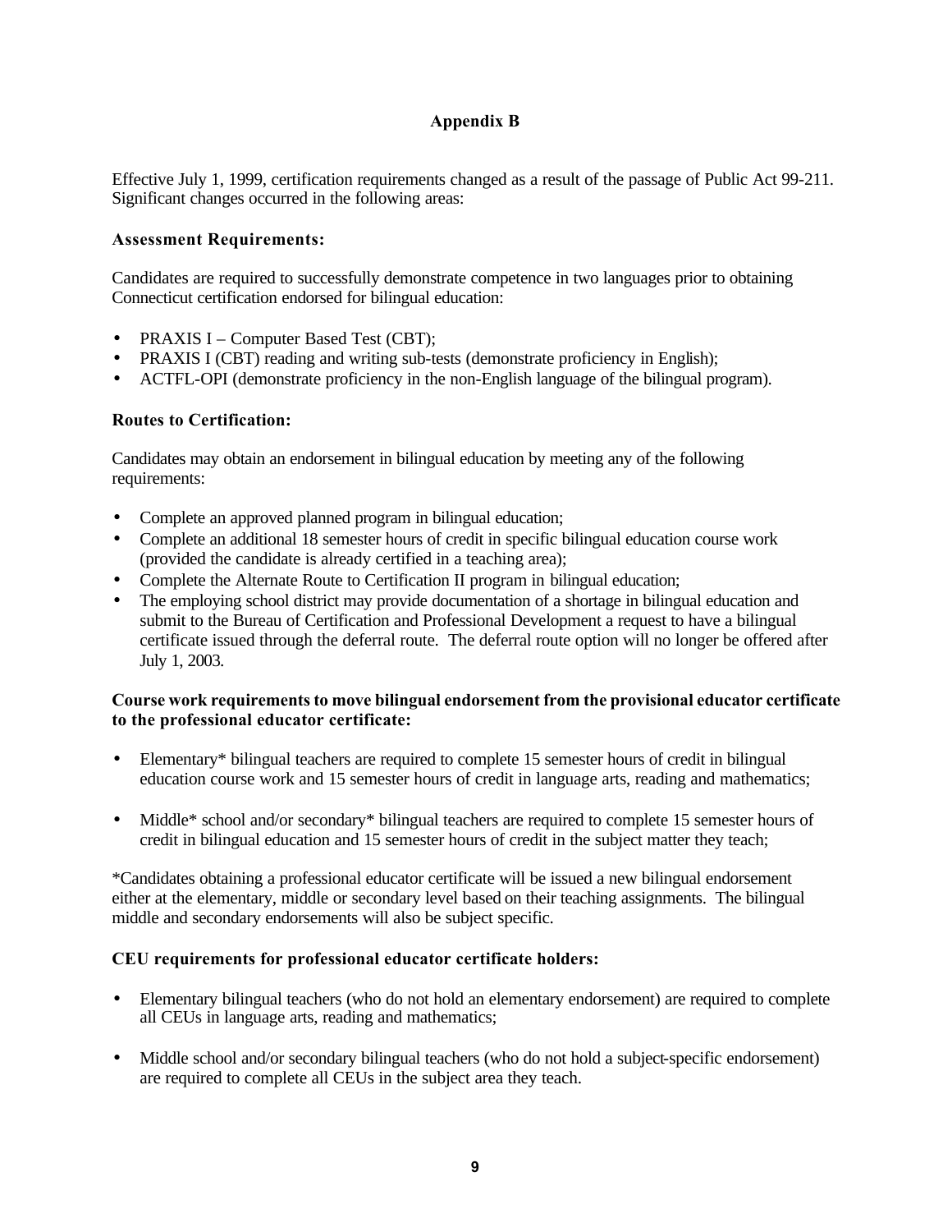## Appendix B

Effective July 1, 1999, certification requirements changed as a result of the passage of Public Act 99-211. Significant changes occurred in the following areas:

### Assessment Requirements:

Candidates are required to successfully demonstrate competence in two languages prior to obtaining Connecticut certification endorsed for bilingual education:

- PRAXIS I – Computer Based Test (CBT);
- PRAXIS I (CBT) reading and writing sub-tests (demonstrate proficiency in English);
- ACTFL-OPI (demonstrate proficiency in the non-English language of the bilingual program).

### Routes to Certification:

Candidates may obtain an endorsement in bilingual education by meeting any of the following requirements:

- Complete an approved planned program in bilingual education;
- Complete an additional 18 semester hours of credit in specific bilingual education course work (provided the candidate is already certified in a teaching area);
- Complete the Alternate Route to Certification II program in bilingual education;
- The employing school district may provide documentation of a shortage in bilingual education and submit to the Bureau of Certification and Professional Development a request to have a bilingual certificate issued through the deferral route. The deferral route option will no longer be offered after July 1, 2003.

### Course work requirements to move bilingual endorsement from the provisional educator certificate to the professional educator certificate:

- Elementary* bilingual teachers are required to complete 15 semester hours of credit in bilingual education course work and 15 semester hours of credit in language arts, reading and mathematics;
- Middle* school and/or secondary* bilingual teachers are required to complete 15 semester hours of credit in bilingual education and 15 semester hours of credit in the subject matter they teach;

*Candidates obtaining a professional educator certificate will be issued a new bilingual endorsement either at the elementary, middle or secondary level based on their teaching assignments. The bilingual middle and secondary endorsements will also be subject specific.

### CEU requirements for professional educator certificate holders:

- Elementary bilingual teachers (who do not hold an elementary endorsement) are required to complete all CEUs in language arts, reading and mathematics;
- Middle school and/or secondary bilingual teachers (who do not hold a subject-specific endorsement) are required to complete all CEUs in the subject area they teach.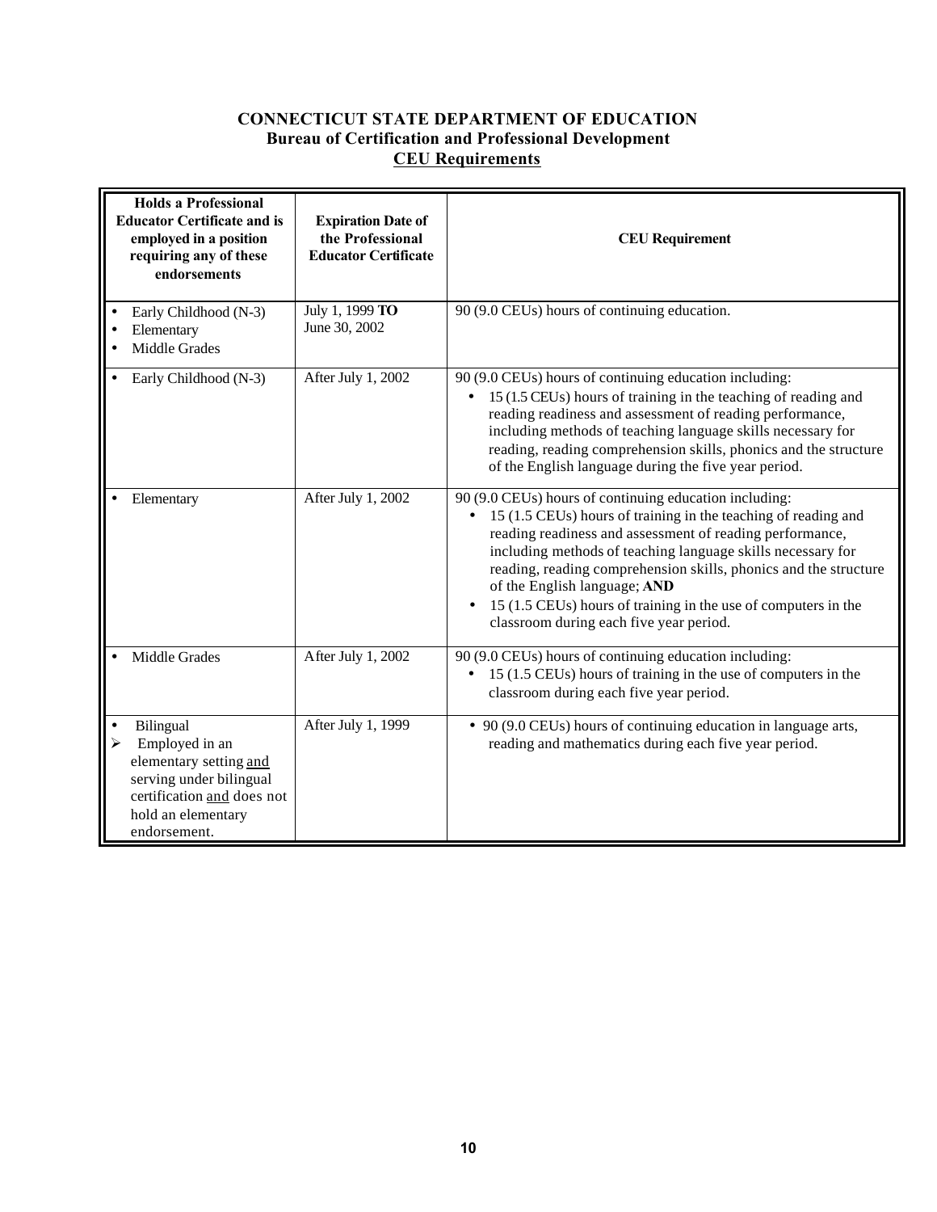# CONNECTICUT STATE DEPARTMENT OF EDUCATION

## Bureau of Certification and Professional Development

## CEU Requirements

| Holds a Professional Educator Certificate and is employed in a position requiring any of these endorsements | Expiration Date of the Professional Educator Certificate | CEU Requirement |
|---|---|---|
| • Early Childhood (N-3)<br>• Elementary<br>• Middle Grades | July 1, 1999 **TO** June 30, 2002 | 90 (9.0 CEUs) hours of continuing education. |
| • Early Childhood (N-3) | After July 1, 2002 | 90 (9.0 CEUs) hours of continuing education including:<br>• 15 (1.5 CEUs) hours of training in the teaching of reading and reading readiness and assessment of reading performance, including methods of teaching language skills necessary for reading, reading comprehension skills, phonics and the structure of the English language during the five year period. |
| • Elementary | After July 1, 2002 | 90 (9.0 CEUs) hours of continuing education including:<br>• 15 (1.5 CEUs) hours of training in the teaching of reading and reading readiness and assessment of reading performance, including methods of teaching language skills necessary for reading, reading comprehension skills, phonics and the structure of the English language; **AND**<br>• 15 (1.5 CEUs) hours of training in the use of computers in the classroom during each five year period. |
| • Middle Grades | After July 1, 2002 | 90 (9.0 CEUs) hours of continuing education including:<br>• 15 (1.5 CEUs) hours of training in the use of computers in the classroom during each five year period. |
| • Bilingual<br>➢ Employed in an elementary setting <u>and</u> serving under bilingual certification <u>and</u> does not hold an elementary endorsement. | After July 1, 1999 | • 90 (9.0 CEUs) hours of continuing education in language arts, reading and mathematics during each five year period. |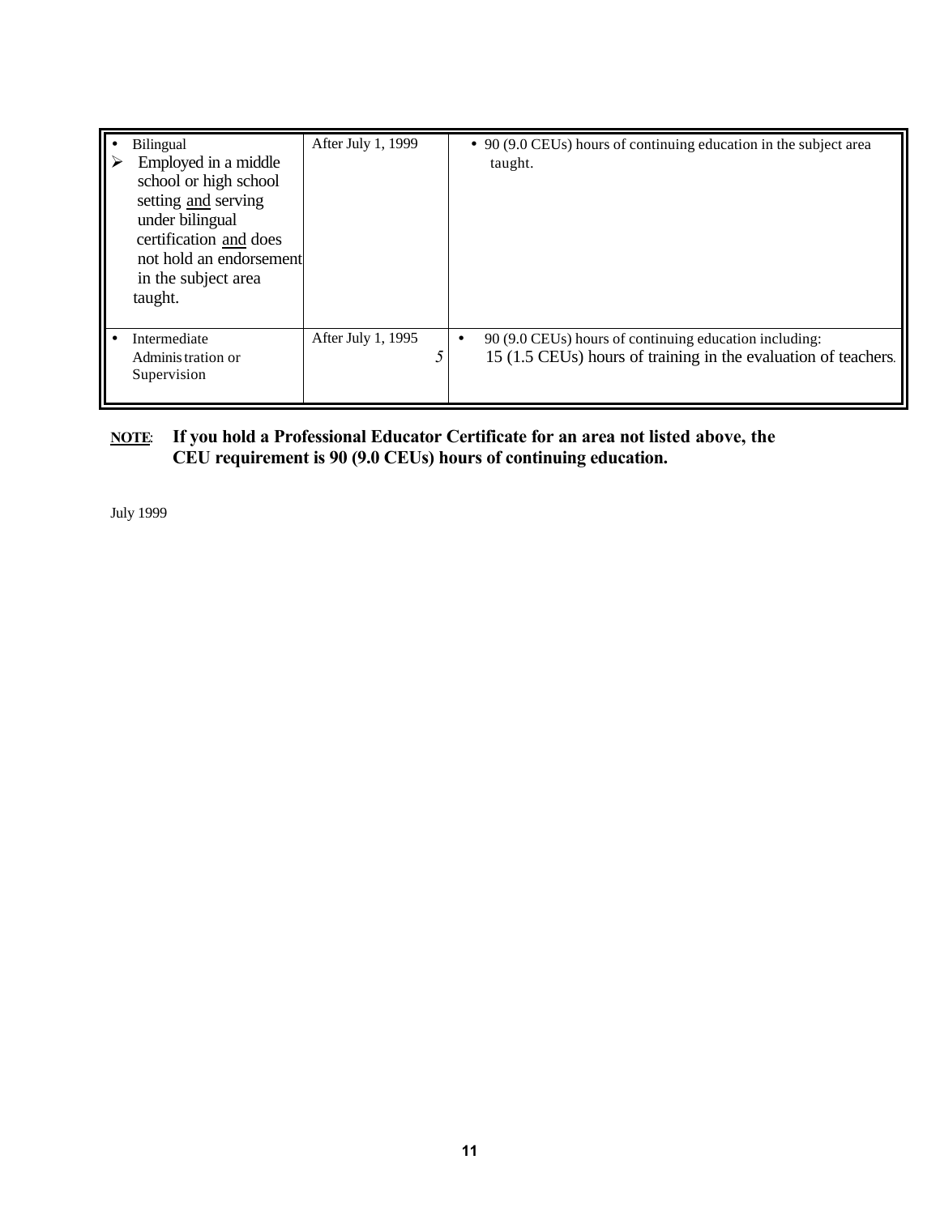| | | |
|---|---|---|
| • Bilingual<br>➢ Employed in a middle school or high school setting <u>and</u> serving under bilingual certification <u>and</u> does not hold an endorsement in the subject area taught. | After July 1, 1999 | • 90 (9.0 CEUs) hours of continuing education in the subject area taught. |
| • Intermediate Administration or Supervision | After July 1, 1995 5 | • 90 (9.0 CEUs) hours of continuing education including: 15 (1.5 CEUs) hours of training in the evaluation of teachers. |

**<u>NOTE</u>: If you hold a Professional Educator Certificate for an area not listed above, the CEU requirement is 90 (9.0 CEUs) hours of continuing education.**

July 1999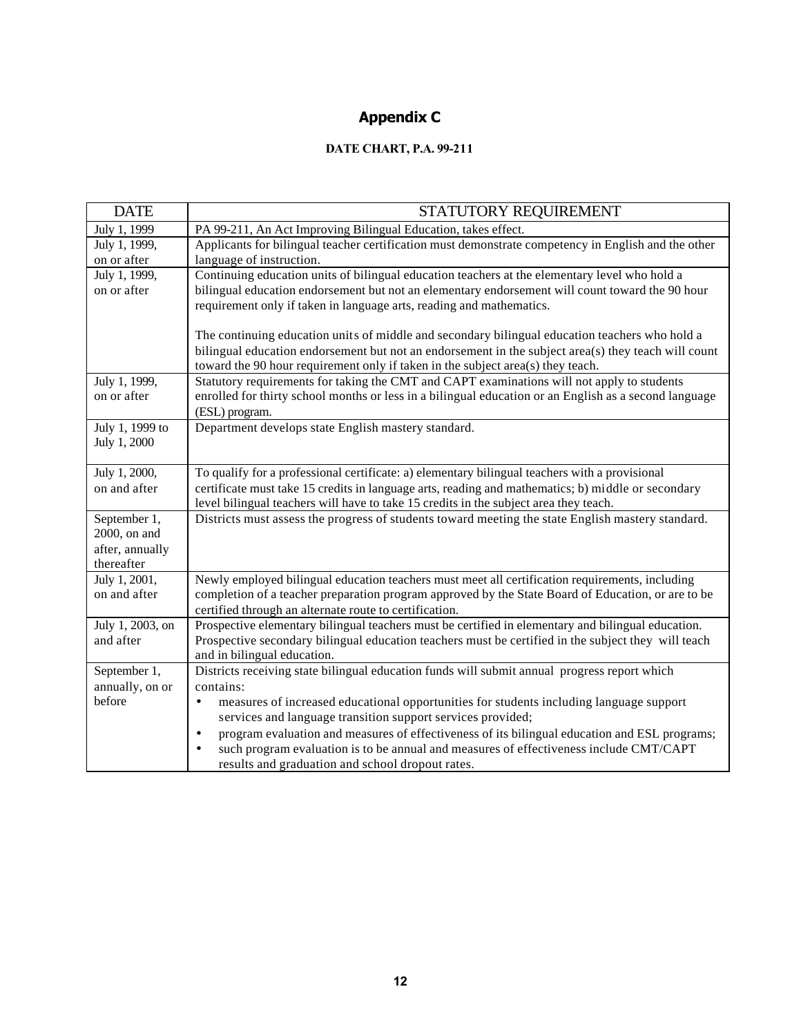# Appendix C

**DATE CHART, P.A. 99-211**

| DATE | STATUTORY REQUIREMENT |
|---|---|
| July 1, 1999 | PA 99-211, An Act Improving Bilingual Education, takes effect. |
| July 1, 1999, on or after | Applicants for bilingual teacher certification must demonstrate competency in English and the other language of instruction. |
| July 1, 1999, on or after | Continuing education units of bilingual education teachers at the elementary level who hold a bilingual education endorsement but not an elementary endorsement will count toward the 90 hour requirement only if taken in language arts, reading and mathematics.<br><br>The continuing education units of middle and secondary bilingual education teachers who hold a bilingual education endorsement but not an endorsement in the subject area(s) they teach will count toward the 90 hour requirement only if taken in the subject area(s) they teach. |
| July 1, 1999, on or after | Statutory requirements for taking the CMT and CAPT examinations will not apply to students enrolled for thirty school months or less in a bilingual education or an English as a second language (ESL) program. |
| July 1, 1999 to July 1, 2000 | Department develops state English mastery standard. |
| July 1, 2000, on and after | To qualify for a professional certificate: a) elementary bilingual teachers with a provisional certificate must take 15 credits in language arts, reading and mathematics; b) middle or secondary level bilingual teachers will have to take 15 credits in the subject area they teach. |
| September 1, 2000, on and after, annually thereafter | Districts must assess the progress of students toward meeting the state English mastery standard. |
| July 1, 2001, on and after | Newly employed bilingual education teachers must meet all certification requirements, including completion of a teacher preparation program approved by the State Board of Education, or are to be certified through an alternate route to certification. |
| July 1, 2003, on and after | Prospective elementary bilingual teachers must be certified in elementary and bilingual education. Prospective secondary bilingual education teachers must be certified in the subject they will teach and in bilingual education. |
| September 1, annually, on or before | Districts receiving state bilingual education funds will submit annual progress report which contains:<br>• measures of increased educational opportunities for students including language support services and language transition support services provided;<br>• program evaluation and measures of effectiveness of its bilingual education and ESL programs;<br>• such program evaluation is to be annual and measures of effectiveness include CMT/CAPT results and graduation and school dropout rates. |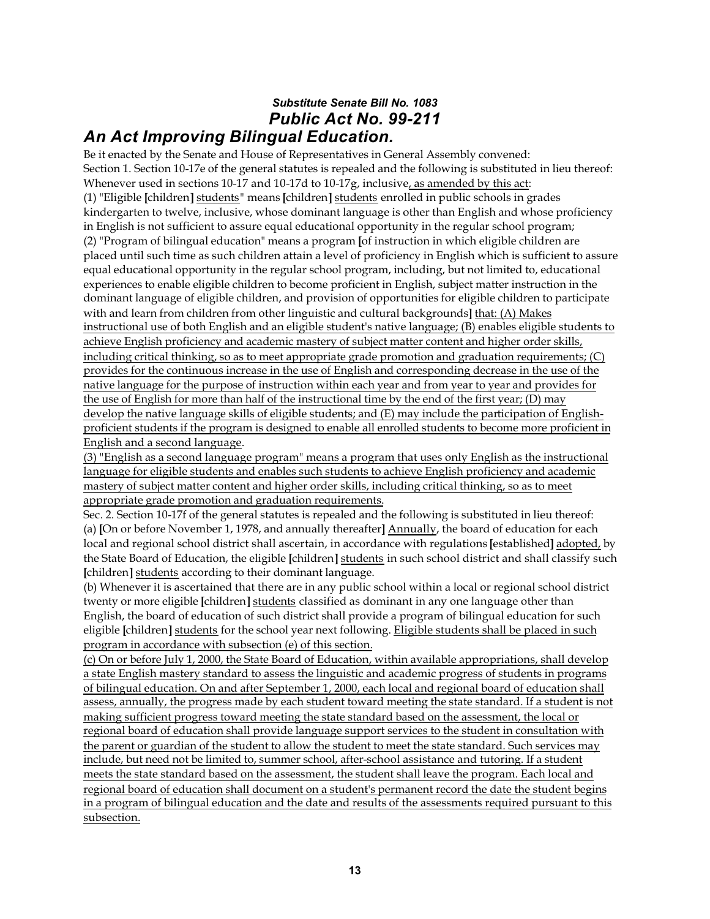### *Substitute Senate Bill No. 1083*

### *Public Act No. 99-211*

## *An Act Improving Bilingual Education.*

Be it enacted by the Senate and House of Representatives in General Assembly convened:

Section 1. Section 10-17e of the general statutes is repealed and the following is substituted in lieu thereof: Whenever used in sections 10-17 and 10-17d to 10-17g, inclusive<u>, as amended by this act</u>:

(1) "Eligible **[**children**]** <u>students</u>" means **[**children**]** <u>students</u> enrolled in public schools in grades kindergarten to twelve, inclusive, whose dominant language is other than English and whose proficiency in English is not sufficient to assure equal educational opportunity in the regular school program;

(2) "Program of bilingual education" means a program **[**of instruction in which eligible children are placed until such time as such children attain a level of proficiency in English which is sufficient to assure equal educational opportunity in the regular school program, including, but not limited to, educational experiences to enable eligible children to become proficient in English, subject matter instruction in the dominant language of eligible children, and provision of opportunities for eligible children to participate with and learn from children from other linguistic and cultural backgrounds**]** <u>that: (A) Makes instructional use of both English and an eligible student's native language; (B) enables eligible students to achieve English proficiency and academic mastery of subject matter content and higher order skills, including critical thinking, so as to meet appropriate grade promotion and graduation requirements; (C) provides for the continuous increase in the use of English and corresponding decrease in the use of the native language for the purpose of instruction within each year and from year to year and provides for the use of English for more than half of the instructional time by the end of the first year; (D) may develop the native language skills of eligible students; and (E) may include the participation of English-proficient students if the program is designed to enable all enrolled students to become more proficient in English and a second language</u>.

<u>(3) "English as a second language program" means a program that uses only English as the instructional language for eligible students and enables such students to achieve English proficiency and academic mastery of subject matter content and higher order skills, including critical thinking, so as to meet appropriate grade promotion and graduation requirements.</u>

Sec. 2. Section 10-17f of the general statutes is repealed and the following is substituted in lieu thereof:

(a) **[**On or before November 1, 1978, and annually thereafter**]** <u>Annually</u>, the board of education for each local and regional school district shall ascertain, in accordance with regulations **[**established**]** <u>adopted,</u> by the State Board of Education, the eligible **[**children**]** <u>students</u> in such school district and shall classify such **[**children**]** <u>students</u> according to their dominant language.

(b) Whenever it is ascertained that there are in any public school within a local or regional school district twenty or more eligible **[**children**]** <u>students</u> classified as dominant in any one language other than English, the board of education of such district shall provide a program of bilingual education for such eligible **[**children**]** <u>students</u> for the school year next following. <u>Eligible students shall be placed in such program in accordance with subsection (e) of this section.</u>

<u>(c) On or before July 1, 2000, the State Board of Education, within available appropriations, shall develop a state English mastery standard to assess the linguistic and academic progress of students in programs of bilingual education. On and after September 1, 2000, each local and regional board of education shall assess, annually, the progress made by each student toward meeting the state standard. If a student is not making sufficient progress toward meeting the state standard based on the assessment, the local or regional board of education shall provide language support services to the student in consultation with the parent or guardian of the student to allow the student to meet the state standard. Such services may include, but need not be limited to, summer school, after-school assistance and tutoring. If a student meets the state standard based on the assessment, the student shall leave the program. Each local and regional board of education shall document on a student's permanent record the date the student begins in a program of bilingual education and the date and results of the assessments required pursuant to this subsection.</u>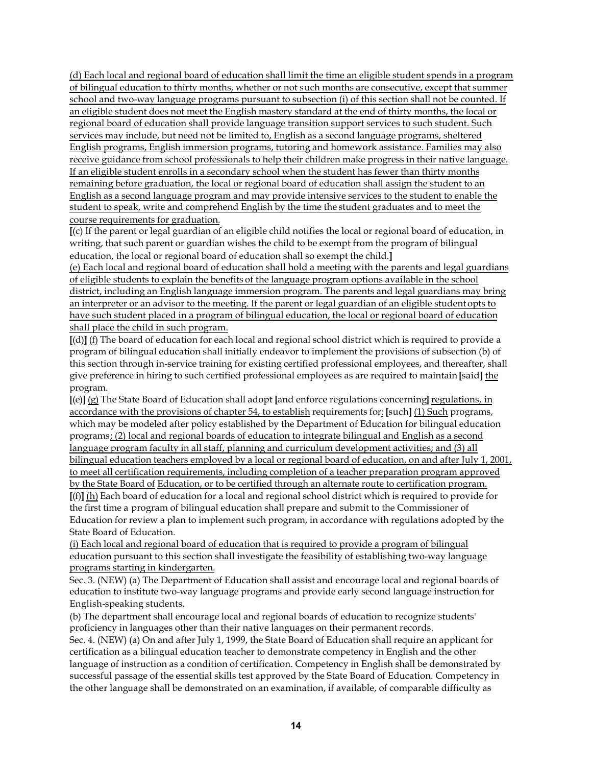(d) Each local and regional board of education shall limit the time an eligible student spends in a program of bilingual education to thirty months, whether or not such months are consecutive, except that summer school and two-way language programs pursuant to subsection (i) of this section shall not be counted. If an eligible student does not meet the English mastery standard at the end of thirty months, the local or regional board of education shall provide language transition support services to such student. Such services may include, but need not be limited to, English as a second language programs, sheltered English programs, English immersion programs, tutoring and homework assistance. Families may also receive guidance from school professionals to help their children make progress in their native language. If an eligible student enrolls in a secondary school when the student has fewer than thirty months remaining before graduation, the local or regional board of education shall assign the student to an English as a second language program and may provide intensive services to the student to enable the student to speak, write and comprehend English by the time the student graduates and to meet the course requirements for graduation.

[(c) If the parent or legal guardian of an eligible child notifies the local or regional board of education, in writing, that such parent or guardian wishes the child to be exempt from the program of bilingual education, the local or regional board of education shall so exempt the child.]

(e) Each local and regional board of education shall hold a meeting with the parents and legal guardians of eligible students to explain the benefits of the language program options available in the school district, including an English language immersion program. The parents and legal guardians may bring an interpreter or an advisor to the meeting. If the parent or legal guardian of an eligible student opts to have such student placed in a program of bilingual education, the local or regional board of education shall place the child in such program.

[(d)] (f) The board of education for each local and regional school district which is required to provide a program of bilingual education shall initially endeavor to implement the provisions of subsection (b) of this section through in-service training for existing certified professional employees, and thereafter, shall give preference in hiring to such certified professional employees as are required to maintain [said] the program.

[(e)] (g) The State Board of Education shall adopt [and enforce regulations concerning] regulations, in accordance with the provisions of chapter 54, to establish requirements for: [such] (1) Such programs, which may be modeled after policy established by the Department of Education for bilingual education programs; (2) local and regional boards of education to integrate bilingual and English as a second language program faculty in all staff, planning and curriculum development activities; and (3) all bilingual education teachers employed by a local or regional board of education, on and after July 1, 2001, to meet all certification requirements, including completion of a teacher preparation program approved by the State Board of Education, or to be certified through an alternate route to certification program.

[(f)] (h) Each board of education for a local and regional school district which is required to provide for the first time a program of bilingual education shall prepare and submit to the Commissioner of Education for review a plan to implement such program, in accordance with regulations adopted by the State Board of Education.

(i) Each local and regional board of education that is required to provide a program of bilingual education pursuant to this section shall investigate the feasibility of establishing two-way language programs starting in kindergarten.

Sec. 3. (NEW) (a) The Department of Education shall assist and encourage local and regional boards of education to institute two-way language programs and provide early second language instruction for English-speaking students.

(b) The department shall encourage local and regional boards of education to recognize students' proficiency in languages other than their native languages on their permanent records.

Sec. 4. (NEW) (a) On and after July 1, 1999, the State Board of Education shall require an applicant for certification as a bilingual education teacher to demonstrate competency in English and the other language of instruction as a condition of certification. Competency in English shall be demonstrated by successful passage of the essential skills test approved by the State Board of Education. Competency in the other language shall be demonstrated on an examination, if available, of comparable difficulty as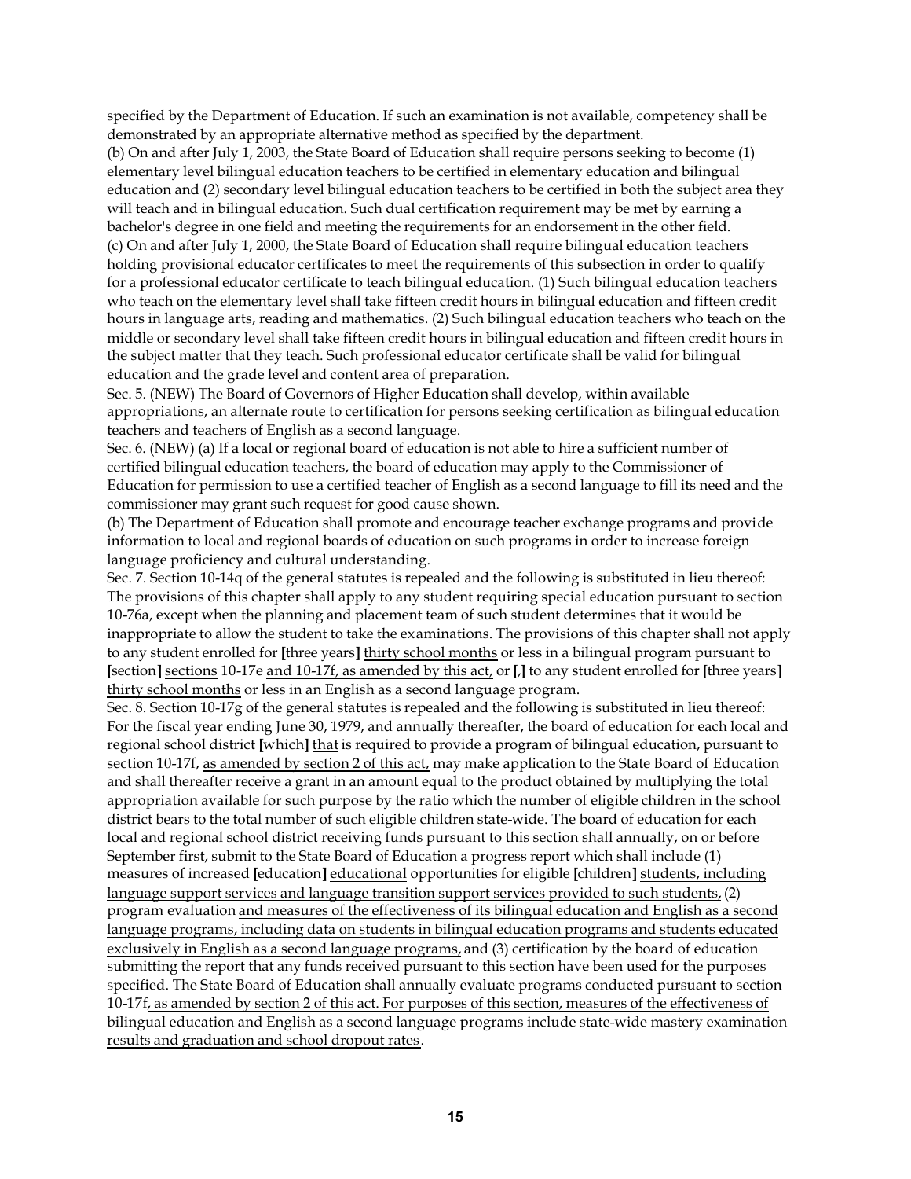specified by the Department of Education. If such an examination is not available, competency shall be demonstrated by an appropriate alternative method as specified by the department.

(b) On and after July 1, 2003, the State Board of Education shall require persons seeking to become (1) elementary level bilingual education teachers to be certified in elementary education and bilingual education and (2) secondary level bilingual education teachers to be certified in both the subject area they will teach and in bilingual education. Such dual certification requirement may be met by earning a bachelor's degree in one field and meeting the requirements for an endorsement in the other field.

(c) On and after July 1, 2000, the State Board of Education shall require bilingual education teachers holding provisional educator certificates to meet the requirements of this subsection in order to qualify for a professional educator certificate to teach bilingual education. (1) Such bilingual education teachers who teach on the elementary level shall take fifteen credit hours in bilingual education and fifteen credit hours in language arts, reading and mathematics. (2) Such bilingual education teachers who teach on the middle or secondary level shall take fifteen credit hours in bilingual education and fifteen credit hours in the subject matter that they teach. Such professional educator certificate shall be valid for bilingual education and the grade level and content area of preparation.

Sec. 5. (NEW) The Board of Governors of Higher Education shall develop, within available appropriations, an alternate route to certification for persons seeking certification as bilingual education teachers and teachers of English as a second language.

Sec. 6. (NEW) (a) If a local or regional board of education is not able to hire a sufficient number of certified bilingual education teachers, the board of education may apply to the Commissioner of Education for permission to use a certified teacher of English as a second language to fill its need and the commissioner may grant such request for good cause shown.

(b) The Department of Education shall promote and encourage teacher exchange programs and provide information to local and regional boards of education on such programs in order to increase foreign language proficiency and cultural understanding.

Sec. 7. Section 10-14q of the general statutes is repealed and the following is substituted in lieu thereof: The provisions of this chapter shall apply to any student requiring special education pursuant to section 10-76a, except when the planning and placement team of such student determines that it would be inappropriate to allow the student to take the examinations. The provisions of this chapter shall not apply to any student enrolled for **[**three years**]** <u>thirty school months</u> or less in a bilingual program pursuant to **[**section**]** <u>sections</u> 10-17e <u>and 10-17f, as amended by this act,</u> or **[**,**]** to any student enrolled for **[**three years**]** <u>thirty school months</u> or less in an English as a second language program.

Sec. 8. Section 10-17g of the general statutes is repealed and the following is substituted in lieu thereof: For the fiscal year ending June 30, 1979, and annually thereafter, the board of education for each local and regional school district **[**which**]** <u>that</u> is required to provide a program of bilingual education, pursuant to section 10-17f, <u>as amended by section 2 of this act,</u> may make application to the State Board of Education and shall thereafter receive a grant in an amount equal to the product obtained by multiplying the total appropriation available for such purpose by the ratio which the number of eligible children in the school district bears to the total number of such eligible children state-wide. The board of education for each local and regional school district receiving funds pursuant to this section shall annually, on or before September first, submit to the State Board of Education a progress report which shall include (1) measures of increased **[**education**]** <u>educational</u> opportunities for eligible **[**children**]** <u>students, including language support services and language transition support services provided to such students,</u> (2) program evaluation <u>and measures of the effectiveness of its bilingual education and English as a second language programs, including data on students in bilingual education programs and students educated exclusively in English as a second language programs,</u> and (3) certification by the board of education submitting the report that any funds received pursuant to this section have been used for the purposes specified. The State Board of Education shall annually evaluate programs conducted pursuant to section 10-17f<u>, as amended by section 2 of this act. For purposes of this section, measures of the effectiveness of bilingual education and English as a second language programs include state-wide mastery examination results and graduation and school dropout rates</u>.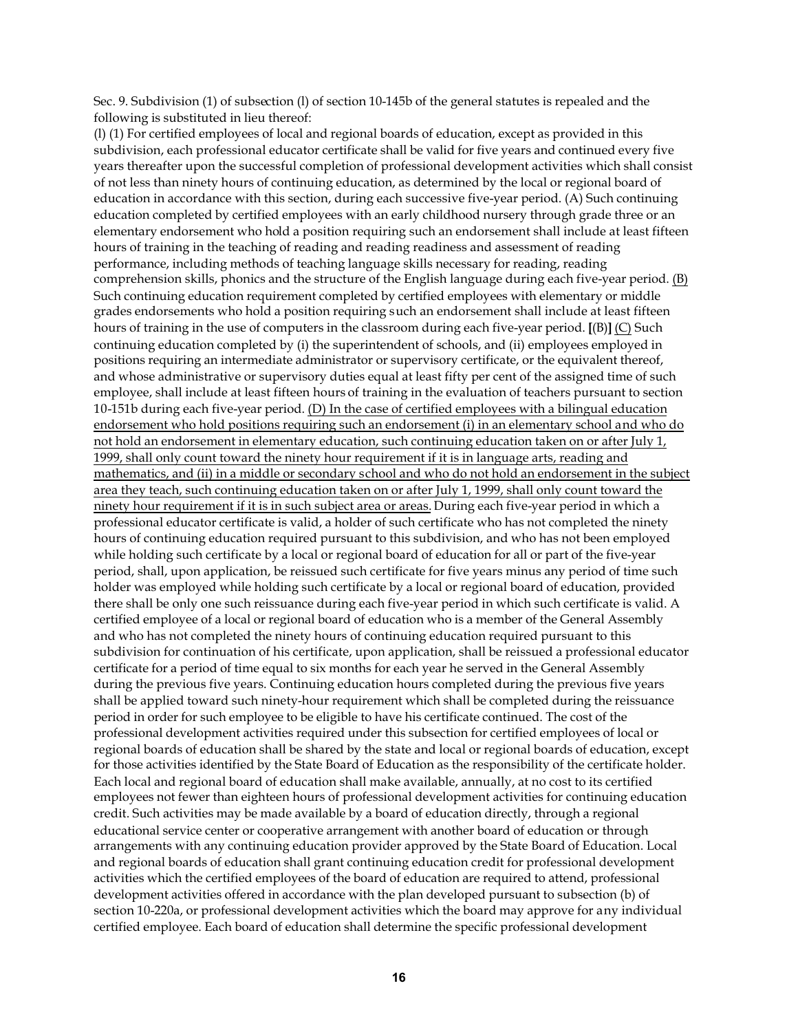Sec. 9. Subdivision (1) of subsection (l) of section 10-145b of the general statutes is repealed and the following is substituted in lieu thereof:

(l) (1) For certified employees of local and regional boards of education, except as provided in this subdivision, each professional educator certificate shall be valid for five years and continued every five years thereafter upon the successful completion of professional development activities which shall consist of not less than ninety hours of continuing education, as determined by the local or regional board of education in accordance with this section, during each successive five-year period. (A) Such continuing education completed by certified employees with an early childhood nursery through grade three or an elementary endorsement who hold a position requiring such an endorsement shall include at least fifteen hours of training in the teaching of reading and reading readiness and assessment of reading performance, including methods of teaching language skills necessary for reading, reading comprehension skills, phonics and the structure of the English language during each five-year period. <u>(B)</u> Such continuing education requirement completed by certified employees with elementary or middle grades endorsements who hold a position requiring such an endorsement shall include at least fifteen hours of training in the use of computers in the classroom during each five-year period. **[**(B)**]** <u>(C)</u> Such continuing education completed by (i) the superintendent of schools, and (ii) employees employed in positions requiring an intermediate administrator or supervisory certificate, or the equivalent thereof, and whose administrative or supervisory duties equal at least fifty per cent of the assigned time of such employee, shall include at least fifteen hours of training in the evaluation of teachers pursuant to section 10-151b during each five-year period. <u>(D) In the case of certified employees with a bilingual education endorsement who hold positions requiring such an endorsement (i) in an elementary school and who do not hold an endorsement in elementary education, such continuing education taken on or after July 1, 1999, shall only count toward the ninety hour requirement if it is in language arts, reading and mathematics, and (ii) in a middle or secondary school and who do not hold an endorsement in the subject area they teach, such continuing education taken on or after July 1, 1999, shall only count toward the ninety hour requirement if it is in such subject area or areas.</u> During each five-year period in which a professional educator certificate is valid, a holder of such certificate who has not completed the ninety hours of continuing education required pursuant to this subdivision, and who has not been employed while holding such certificate by a local or regional board of education for all or part of the five-year period, shall, upon application, be reissued such certificate for five years minus any period of time such holder was employed while holding such certificate by a local or regional board of education, provided there shall be only one such reissuance during each five-year period in which such certificate is valid. A certified employee of a local or regional board of education who is a member of the General Assembly and who has not completed the ninety hours of continuing education required pursuant to this subdivision for continuation of his certificate, upon application, shall be reissued a professional educator certificate for a period of time equal to six months for each year he served in the General Assembly during the previous five years. Continuing education hours completed during the previous five years shall be applied toward such ninety-hour requirement which shall be completed during the reissuance period in order for such employee to be eligible to have his certificate continued. The cost of the professional development activities required under this subsection for certified employees of local or regional boards of education shall be shared by the state and local or regional boards of education, except for those activities identified by the State Board of Education as the responsibility of the certificate holder. Each local and regional board of education shall make available, annually, at no cost to its certified employees not fewer than eighteen hours of professional development activities for continuing education credit. Such activities may be made available by a board of education directly, through a regional educational service center or cooperative arrangement with another board of education or through arrangements with any continuing education provider approved by the State Board of Education. Local and regional boards of education shall grant continuing education credit for professional development activities which the certified employees of the board of education are required to attend, professional development activities offered in accordance with the plan developed pursuant to subsection (b) of section 10-220a, or professional development activities which the board may approve for any individual certified employee. Each board of education shall determine the specific professional development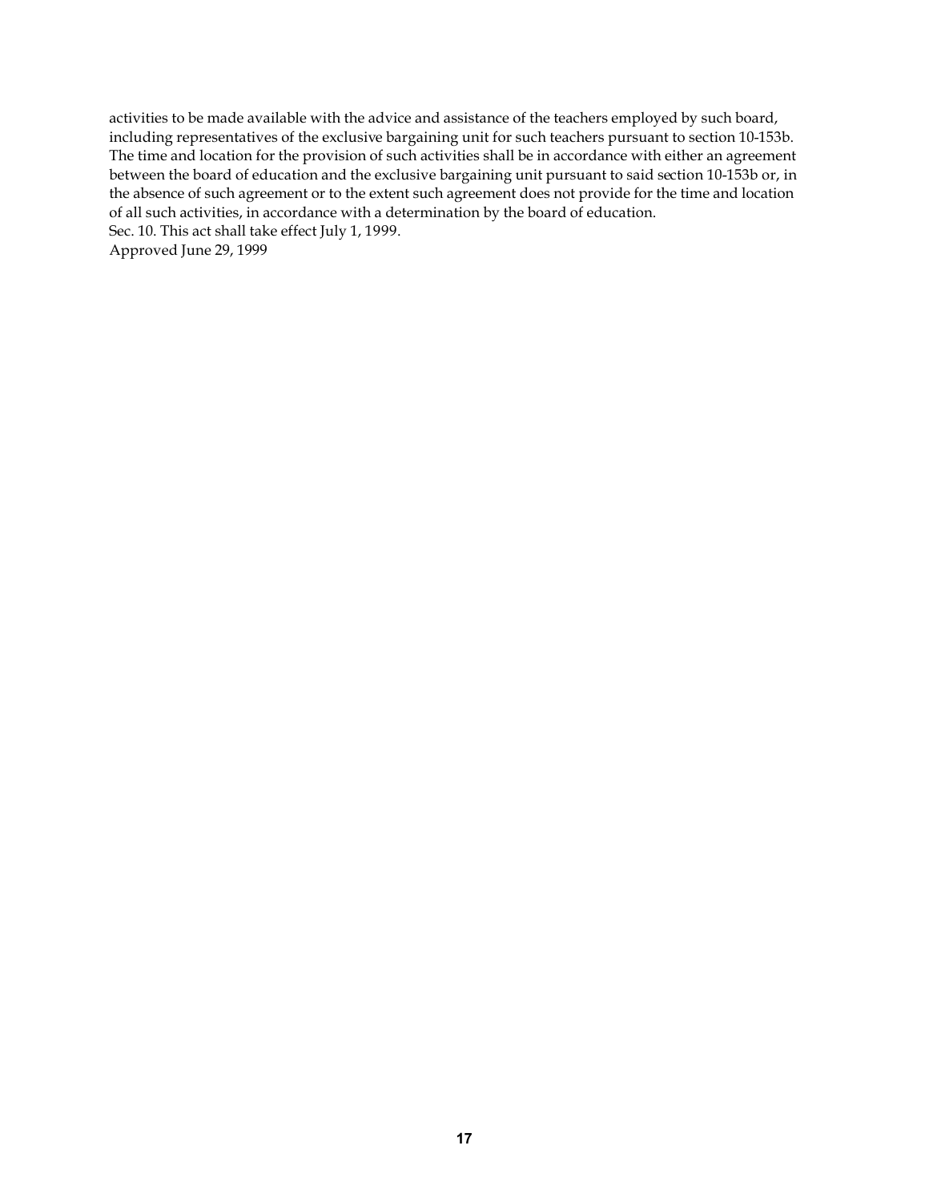activities to be made available with the advice and assistance of the teachers employed by such board, including representatives of the exclusive bargaining unit for such teachers pursuant to section 10-153b. The time and location for the provision of such activities shall be in accordance with either an agreement between the board of education and the exclusive bargaining unit pursuant to said section 10-153b or, in the absence of such agreement or to the extent such agreement does not provide for the time and location of all such activities, in accordance with a determination by the board of education.

Sec. 10. This act shall take effect July 1, 1999.

Approved June 29, 1999